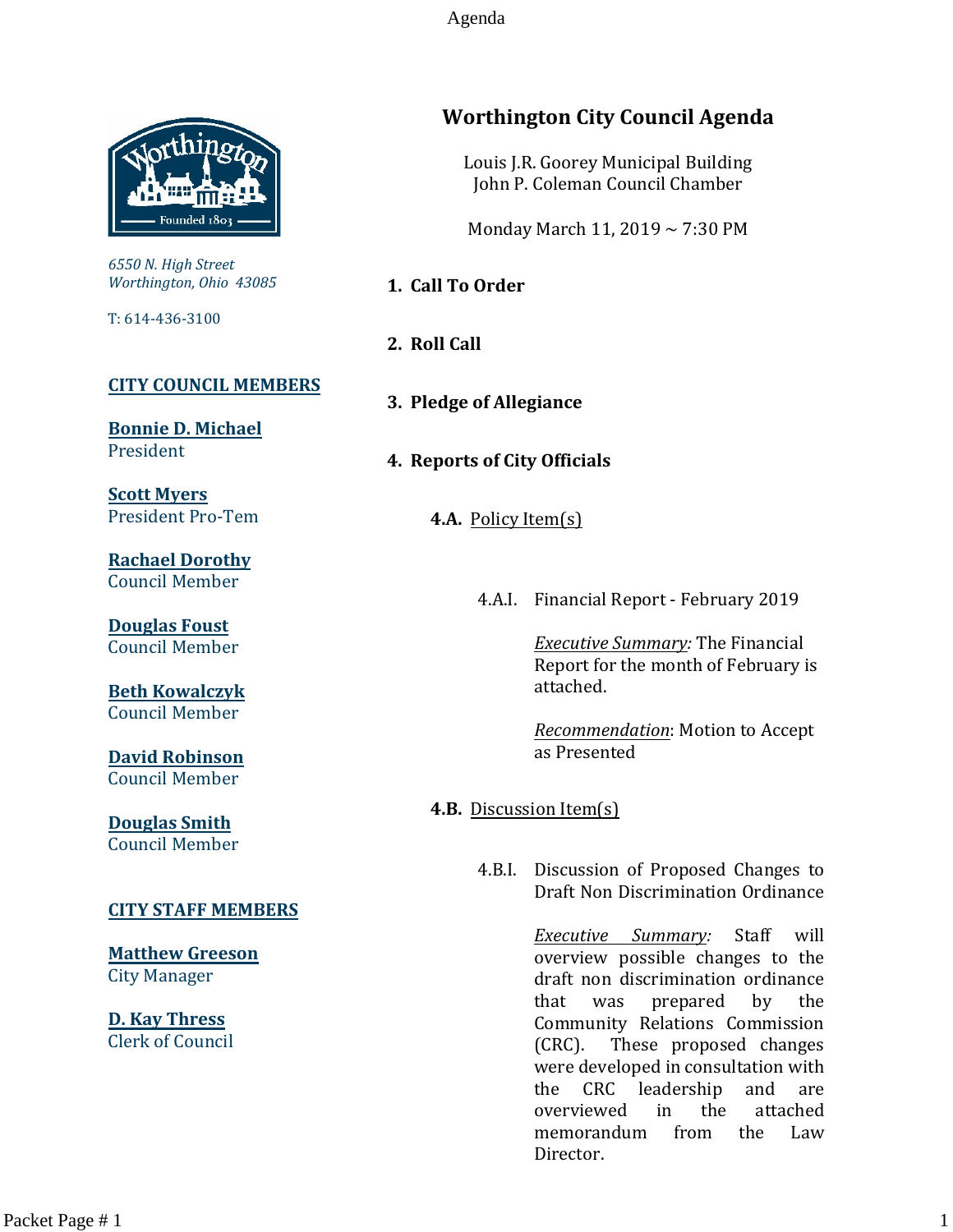# Worthington City Council Agenda

Louis J.R. Goorey Municipal Building
John P. Coleman Council Chamber

Monday March 11, 2019 ~ 7:30 PM

*6550 N. High Street*
*Worthington, Ohio 43085*

T: 614-436-3100

**CITY COUNCIL MEMBERS**

**Bonnie D. Michael**
President

**Scott Myers**
President Pro-Tem

**Rachael Dorothy**
Council Member

**Douglas Foust**
Council Member

**Beth Kowalczyk**
Council Member

**David Robinson**
Council Member

**Douglas Smith**
Council Member

**CITY STAFF MEMBERS**

**Matthew Greeson**
City Manager

**D. Kay Thress**
Clerk of Council

## 1. Call To Order

## 2. Roll Call

## 3. Pledge of Allegiance

## 4. Reports of City Officials

### 4.A. Policy Item(s)

4.A.I. Financial Report - February 2019

*Executive Summary:* The Financial Report for the month of February is attached.

*Recommendation*: Motion to Accept as Presented

### 4.B. Discussion Item(s)

4.B.I. Discussion of Proposed Changes to Draft Non Discrimination Ordinance

*Executive Summary:* Staff will overview possible changes to the draft non discrimination ordinance that was prepared by the Community Relations Commission (CRC). These proposed changes were developed in consultation with the CRC leadership and are overviewed in the attached memorandum from the Law Director.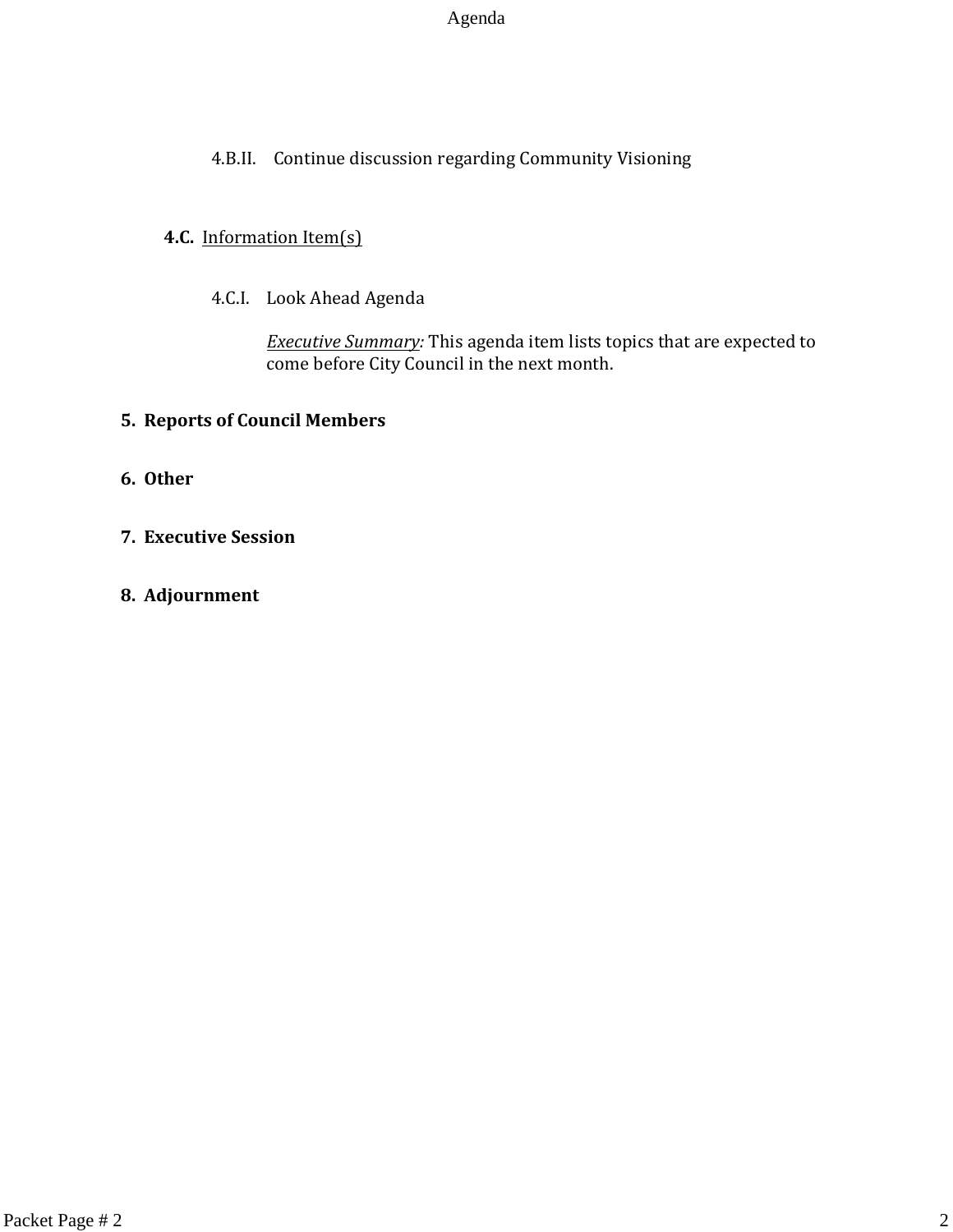4.B.II. Continue discussion regarding Community Visioning

**4.C.** Information Item(s)

4.C.I. Look Ahead Agenda

*Executive Summary:* This agenda item lists topics that are expected to come before City Council in the next month.

**5. Reports of Council Members**

**6. Other**

**7. Executive Session**

**8. Adjournment**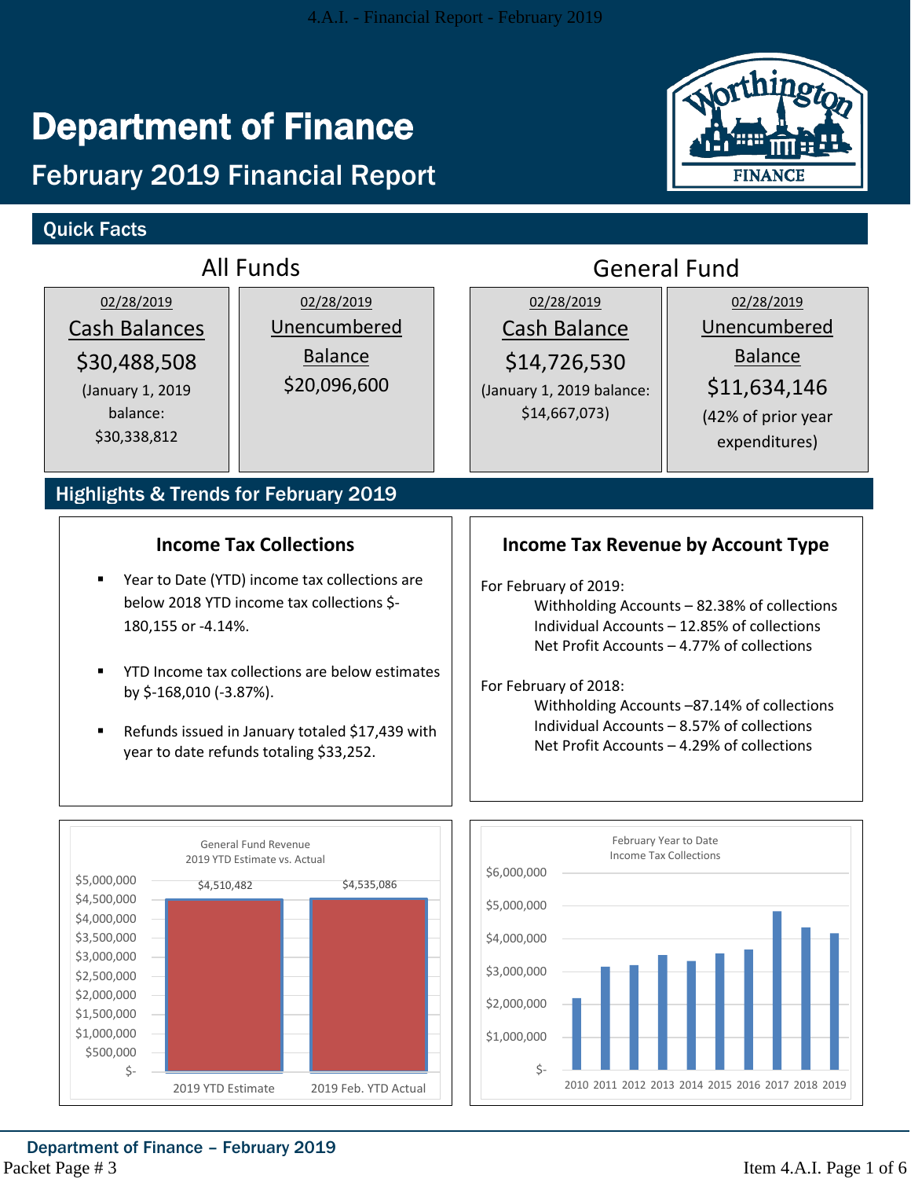# Department of Finance

## February 2019 Financial Report

### Quick Facts

**All Funds**

| 02/28/2019 Cash Balances | 02/28/2019 Unencumbered Balance |
|---|---|
| $30,488,508 (January 1, 2019 balance: $30,338,812) | $20,096,600 |

**General Fund**

| 02/28/2019 Cash Balance | 02/28/2019 Unencumbered Balance |
|---|---|
| $14,726,530 (January 1, 2019 balance: $14,667,073) | $11,634,146 (42% of prior year expenditures) |

### Highlights & Trends for February 2019

#### Income Tax Collections

- Year to Date (YTD) income tax collections are below 2018 YTD income tax collections $-180,155 or -4.14%.
- YTD Income tax collections are below estimates by $-168,010 (-3.87%).
- Refunds issued in January totaled $17,439 with year to date refunds totaling $33,252.

#### Income Tax Revenue by Account Type

For February of 2019:
- Withholding Accounts – 82.38% of collections
- Individual Accounts – 12.85% of collections
- Net Profit Accounts – 4.77% of collections

For February of 2018:
- Withholding Accounts –87.14% of collections
- Individual Accounts – 8.57% of collections
- Net Profit Accounts – 4.29% of collections

General Fund Revenue
2019 YTD Estimate vs. Actual

| | Amount |
|---|---|
| 2019 YTD Estimate | $4,510,482 |
| 2019 Feb. YTD Actual | $4,535,086 |

February Year to Date
Income Tax Collections

(Bar chart, 2010–2019)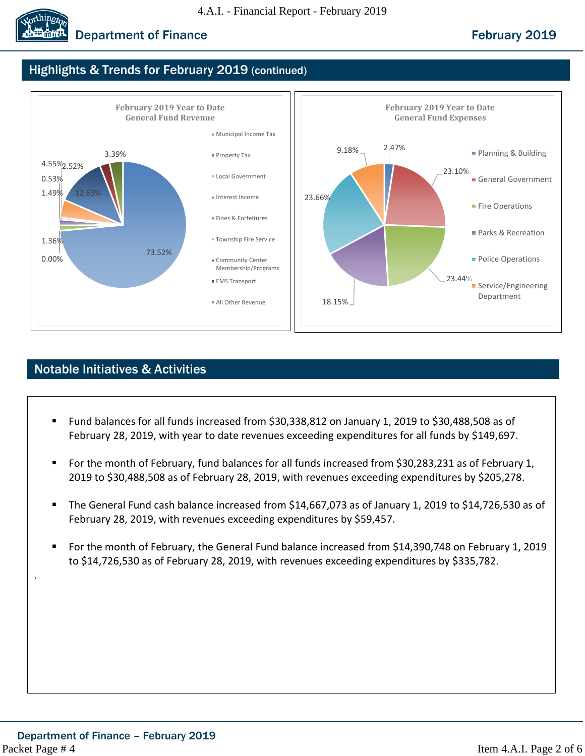## Highlights & Trends for February 2019 (continued)

**February 2019 Year to Date General Fund Revenue**

- Municipal Income Tax: 73.52%
- Property Tax: 12.63%
- Local Government: 1.49%
- Interest Income: 0.53%
- Fines & Forfeitures: 1.36%
- Township Fire Service: 4.55%
- Community Center Membership/Programs: 0.00%
- EMS Transport: 2.52%
- All Other Revenue: 3.39%

**February 2019 Year to Date General Fund Expenses**

- Planning & Building: 2.47%
- General Government: 23.10%
- Fire Operations: 23.44%
- Parks & Recreation: 18.15%
- Police Operations: 23.66%
- Service/Engineering Department: 9.18%

## Notable Initiatives & Activities

- Fund balances for all funds increased from $30,338,812 on January 1, 2019 to $30,488,508 as of February 28, 2019, with year to date revenues exceeding expenditures for all funds by $149,697.
- For the month of February, fund balances for all funds increased from $30,283,231 as of February 1, 2019 to $30,488,508 as of February 28, 2019, with revenues exceeding expenditures by $205,278.
- The General Fund cash balance increased from $14,667,073 as of January 1, 2019 to $14,726,530 as of February 28, 2019, with revenues exceeding expenditures by $59,457.
- For the month of February, the General Fund balance increased from $14,390,748 on February 1, 2019 to $14,726,530 as of February 28, 2019, with revenues exceeding expenditures by $335,782.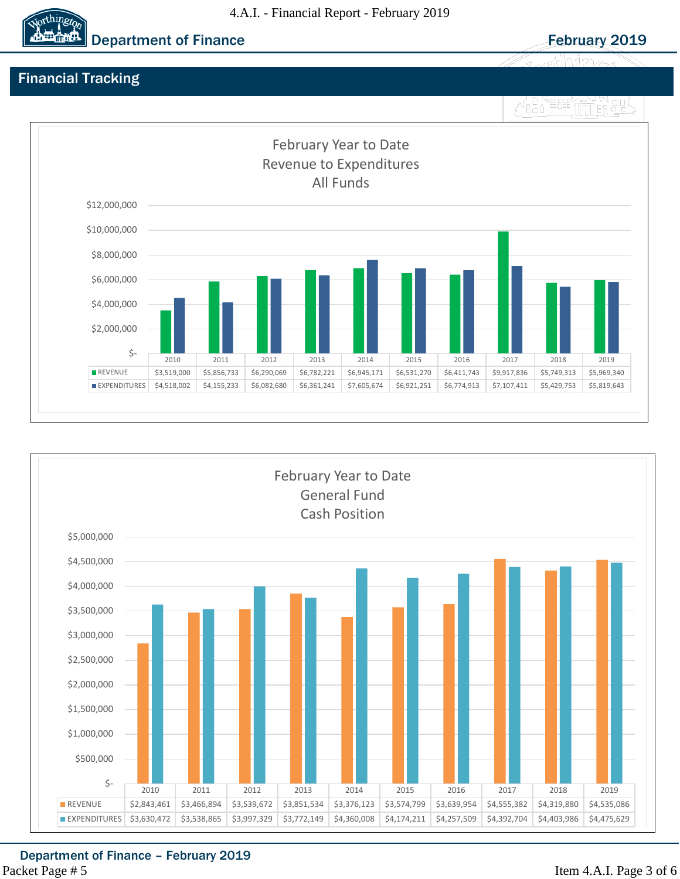# Department of Finance

## Financial Tracking

### February Year to Date Revenue to Expenditures All Funds

| | 2010 | 2011 | 2012 | 2013 | 2014 | 2015 | 2016 | 2017 | 2018 | 2019 |
|---|---|---|---|---|---|---|---|---|---|---|
| REVENUE | $3,519,000 | $5,856,733 | $6,290,069 | $6,782,221 | $6,945,171 | $6,531,270 | $6,411,743 | $9,917,836 | $5,749,313 | $5,969,340 |
| EXPENDITURES | $4,518,002 | $4,155,233 | $6,082,680 | $6,361,241 | $7,605,674 | $6,921,251 | $6,774,913 | $7,107,411 | $5,429,753 | $5,819,643 |

### February Year to Date General Fund Cash Position

| | 2010 | 2011 | 2012 | 2013 | 2014 | 2015 | 2016 | 2017 | 2018 | 2019 |
|---|---|---|---|---|---|---|---|---|---|---|
| REVENUE | $2,843,461 | $3,466,894 | $3,539,672 | $3,851,534 | $3,376,123 | $3,574,799 | $3,639,954 | $4,555,382 | $4,319,880 | $4,535,086 |
| EXPENDITURES | $3,630,472 | $3,538,865 | $3,997,329 | $3,772,149 | $4,360,008 | $4,174,211 | $4,257,509 | $4,392,704 | $4,403,986 | $4,475,629 |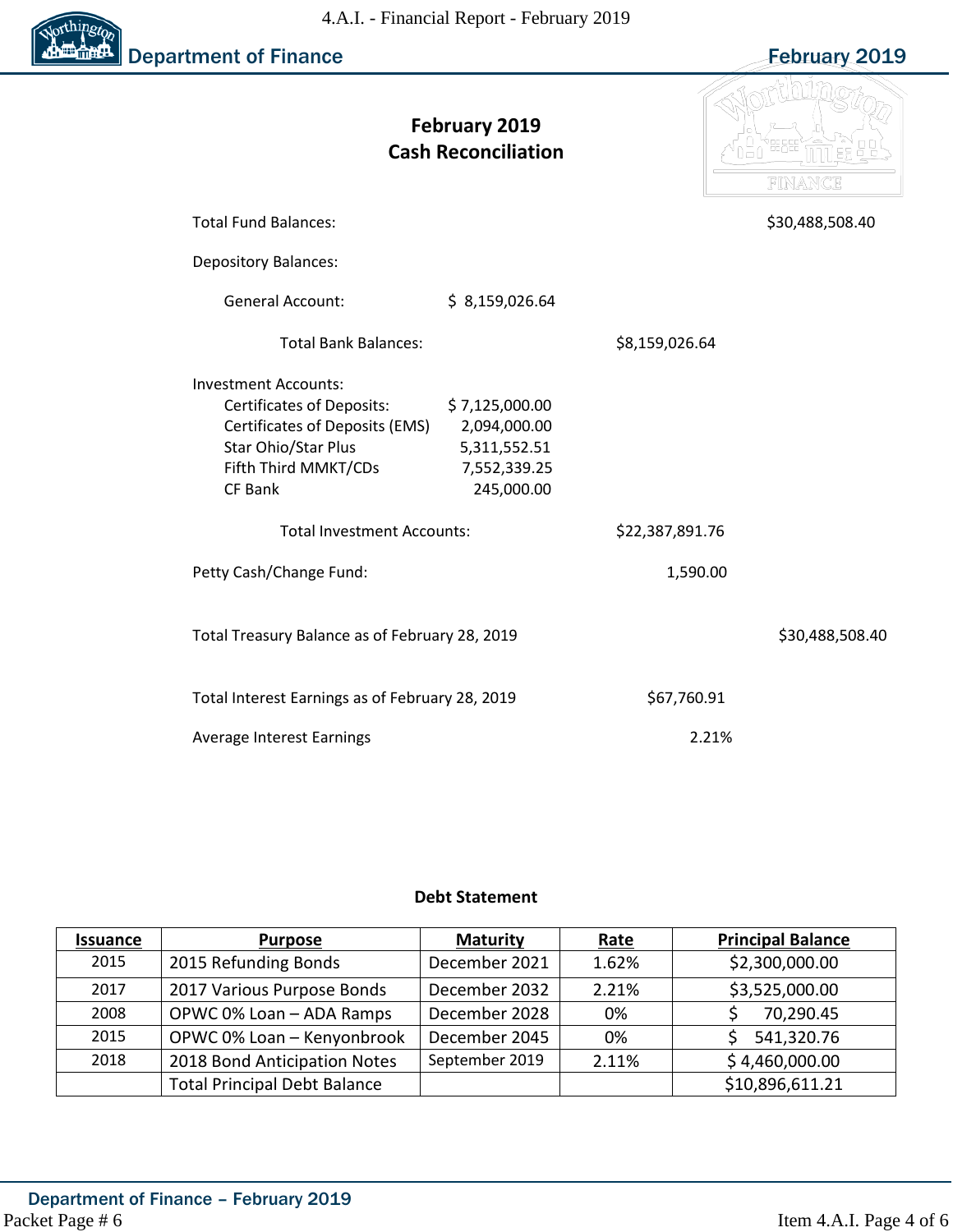# February 2019
# Cash Reconciliation

| | | | |
|---|---|---|---|
| Total Fund Balances: | | | $30,488,508.40 |
| Depository Balances: | | | |
| General Account: | $ 8,159,026.64 | | |
| Total Bank Balances: | | $8,159,026.64 | |
| Investment Accounts: | | | |
| Certificates of Deposits: | $ 7,125,000.00 | | |
| Certificates of Deposits (EMS) | 2,094,000.00 | | |
| Star Ohio/Star Plus | 5,311,552.51 | | |
| Fifth Third MMKT/CDs | 7,552,339.25 | | |
| CF Bank | 245,000.00 | | |
| Total Investment Accounts: | | $22,387,891.76 | |
| Petty Cash/Change Fund: | | 1,590.00 | |
| Total Treasury Balance as of February 28, 2019 | | | $30,488,508.40 |
| Total Interest Earnings as of February 28, 2019 | | $67,760.91 | |
| Average Interest Earnings | | 2.21% | |

## Debt Statement

| Issuance | Purpose | Maturity | Rate | Principal Balance |
|---|---|---|---|---|
| 2015 | 2015 Refunding Bonds | December 2021 | 1.62% | $2,300,000.00 |
| 2017 | 2017 Various Purpose Bonds | December 2032 | 2.21% | $3,525,000.00 |
| 2008 | OPWC 0% Loan – ADA Ramps | December 2028 | 0% | $ 70,290.45 |
| 2015 | OPWC 0% Loan – Kenyonbrook | December 2045 | 0% | $ 541,320.76 |
| 2018 | 2018 Bond Anticipation Notes | September 2019 | 2.11% | $ 4,460,000.00 |
| | Total Principal Debt Balance | | | $10,896,611.21 |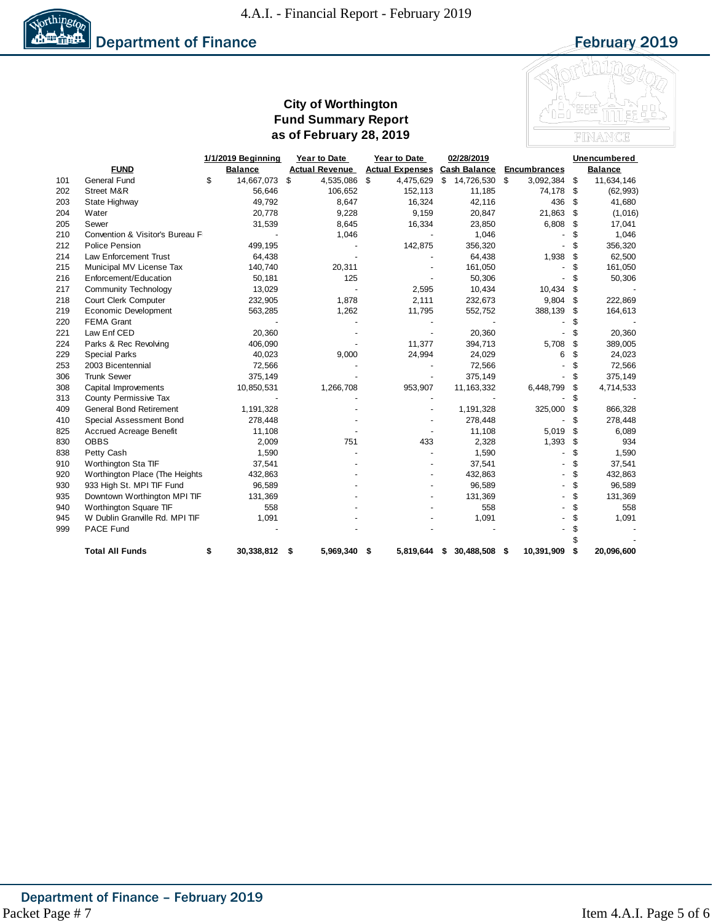# Department of Finance

February 2019

## City of Worthington
## Fund Summary Report
## as of February 28, 2019

| | FUND | 1/1/2019 Beginning Balance | Year to Date Actual Revenue | Year to Date Actual Expenses | 02/28/2019 Cash Balance | Encumbrances | Unencumbered Balance |
|---|---|---|---|---|---|---|---|
| 101 | General Fund | $ 14,667,073 | $ 4,535,086 | $ 4,475,629 | $ 14,726,530 | $ 3,092,384 | $ 11,634,146 |
| 202 | Street M&R | 56,646 | 106,652 | 152,113 | 11,185 | 74,178 | $ (62,993) |
| 203 | State Highway | 49,792 | 8,647 | 16,324 | 42,116 | 436 | $ 41,680 |
| 204 | Water | 20,778 | 9,228 | 9,159 | 20,847 | 21,863 | $ (1,016) |
| 205 | Sewer | 31,539 | 8,645 | 16,334 | 23,850 | 6,808 | $ 17,041 |
| 210 | Convention & Visitor's Bureau F | - | 1,046 | - | 1,046 | - | $ 1,046 |
| 212 | Police Pension | 499,195 | - | 142,875 | 356,320 | - | $ 356,320 |
| 214 | Law Enforcement Trust | 64,438 | - | - | 64,438 | 1,938 | $ 62,500 |
| 215 | Municipal MV License Tax | 140,740 | 20,311 | - | 161,050 | - | $ 161,050 |
| 216 | Enforcement/Education | 50,181 | 125 | - | 50,306 | - | $ 50,306 |
| 217 | Community Technology | 13,029 | - | 2,595 | 10,434 | 10,434 | $ - |
| 218 | Court Clerk Computer | 232,905 | 1,878 | 2,111 | 232,673 | 9,804 | $ 222,869 |
| 219 | Economic Development | 563,285 | 1,262 | 11,795 | 552,752 | 388,139 | $ 164,613 |
| 220 | FEMA Grant | - | - | - | - | - | $ - |
| 221 | Law Enf CED | 20,360 | - | - | 20,360 | - | $ 20,360 |
| 224 | Parks & Rec Revolving | 406,090 | - | 11,377 | 394,713 | 5,708 | $ 389,005 |
| 229 | Special Parks | 40,023 | 9,000 | 24,994 | 24,029 | 6 | $ 24,023 |
| 253 | 2003 Bicentennial | 72,566 | - | - | 72,566 | - | $ 72,566 |
| 306 | Trunk Sewer | 375,149 | - | - | 375,149 | - | $ 375,149 |
| 308 | Capital Improvements | 10,850,531 | 1,266,708 | 953,907 | 11,163,332 | 6,448,799 | $ 4,714,533 |
| 313 | County Permissive Tax | - | - | - | - | - | $ - |
| 409 | General Bond Retirement | 1,191,328 | - | - | 1,191,328 | 325,000 | $ 866,328 |
| 410 | Special Assessment Bond | 278,448 | - | - | 278,448 | - | $ 278,448 |
| 825 | Accrued Acreage Benefit | 11,108 | - | - | 11,108 | 5,019 | $ 6,089 |
| 830 | OBBS | 2,009 | 751 | 433 | 2,328 | 1,393 | $ 934 |
| 838 | Petty Cash | 1,590 | - | - | 1,590 | - | $ 1,590 |
| 910 | Worthington Sta TIF | 37,541 | - | - | 37,541 | - | $ 37,541 |
| 920 | Worthington Place (The Heights | 432,863 | - | - | 432,863 | - | $ 432,863 |
| 930 | 933 High St. MPI TIF Fund | 96,589 | - | - | 96,589 | - | $ 96,589 |
| 935 | Downtown Worthington MPI TIF | 131,369 | - | - | 131,369 | - | $ 131,369 |
| 940 | Worthington Square TIF | 558 | - | - | 558 | - | $ 558 |
| 945 | W Dublin Granville Rd. MPI TIF | 1,091 | - | - | 1,091 | - | $ 1,091 |
| 999 | PACE Fund | - | - | - | - | - | $ - |
| | | | | | | | $ - |
| | **Total All Funds** | **$ 30,338,812** | **$ 5,969,340** | **$ 5,819,644** | **$ 30,488,508** | **$ 10,391,909** | **$ 20,096,600** |

Department of Finance – February 2019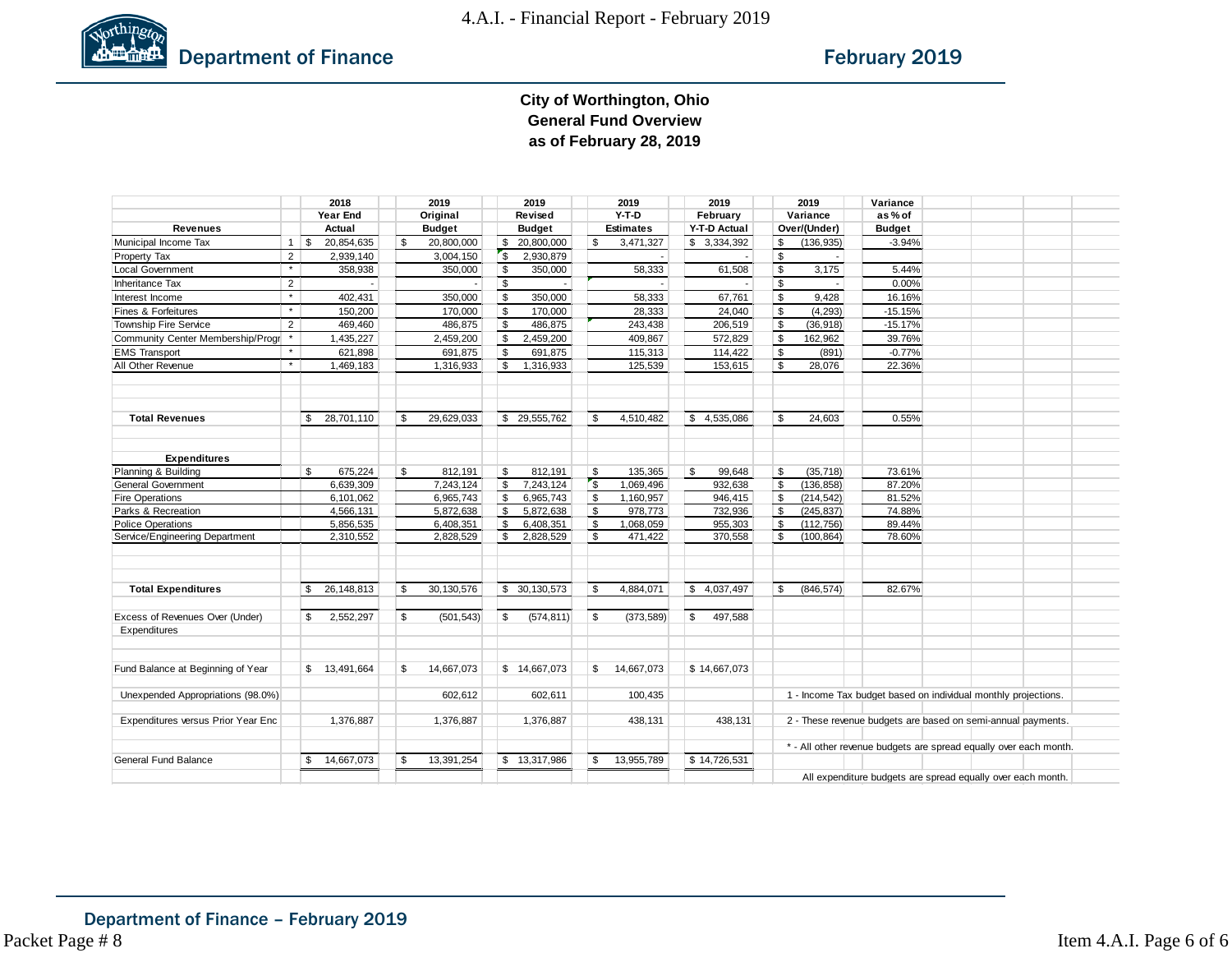# Department of Finance

## February 2019

### City of Worthington, Ohio
### General Fund Overview
### as of February 28, 2019

| Revenues | | 2018 Year End Actual | 2019 Original Budget | 2019 Revised Budget | 2019 Y-T-D Estimates | 2019 February Y-T-D Actual | 2019 Variance Over/(Under) | Variance as % of Budget |
|---|---|---|---|---|---|---|---|---|
| Municipal Income Tax | 1 | $ 20,854,635 | $ 20,800,000 | $ 20,800,000 | $ 3,471,327 | $ 3,334,392 | $ (136,935) | -3.94% |
| Property Tax | 2 | 2,939,140 | 3,004,150 | $ 2,930,879 | - | - | $ - | |
| Local Government | * | 358,938 | 350,000 | $ 350,000 | 58,333 | 61,508 | $ 3,175 | 5.44% |
| Inheritance Tax | 2 | - | - | $ - | - | - | $ - | 0.00% |
| Interest Income | * | 402,431 | 350,000 | $ 350,000 | 58,333 | 67,761 | $ 9,428 | 16.16% |
| Fines & Forfeitures | * | 150,200 | 170,000 | $ 170,000 | 28,333 | 24,040 | $ (4,293) | -15.15% |
| Township Fire Service | 2 | 469,460 | 486,875 | $ 486,875 | 243,438 | 206,519 | $ (36,918) | -15.17% |
| Community Center Membership/Progr | * | 1,435,227 | 2,459,200 | $ 2,459,200 | 409,867 | 572,829 | $ 162,962 | 39.76% |
| EMS Transport | * | 621,898 | 691,875 | $ 691,875 | 115,313 | 114,422 | $ (891) | -0.77% |
| All Other Revenue | * | 1,469,183 | 1,316,933 | $ 1,316,933 | 125,539 | 153,615 | $ 28,076 | 22.36% |
| **Total Revenues** | | $ 28,701,110 | $ 29,629,033 | $ 29,555,762 | $ 4,510,482 | $ 4,535,086 | $ 24,603 | 0.55% |
| **Expenditures** | | | | | | | | |
| Planning & Building | | $ 675,224 | $ 812,191 | $ 812,191 | $ 135,365 | $ 99,648 | $ (35,718) | 73.61% |
| General Government | | 6,639,309 | 7,243,124 | $ 7,243,124 | $ 1,069,496 | 932,638 | $ (136,858) | 87.20% |
| Fire Operations | | 6,101,062 | 6,965,743 | $ 6,965,743 | $ 1,160,957 | 946,415 | $ (214,542) | 81.52% |
| Parks & Recreation | | 4,566,131 | 5,872,638 | $ 5,872,638 | $ 978,773 | 732,936 | $ (245,837) | 74.88% |
| Police Operations | | 5,856,535 | 6,408,351 | $ 6,408,351 | $ 1,068,059 | 955,303 | $ (112,756) | 89.44% |
| Service/Engineering Department | | 2,310,552 | 2,828,529 | $ 2,828,529 | $ 471,422 | 370,558 | $ (100,864) | 78.60% |
| **Total Expenditures** | | $ 26,148,813 | $ 30,130,576 | $ 30,130,573 | $ 4,884,071 | $ 4,037,497 | $ (846,574) | 82.67% |
| Excess of Revenues Over (Under) Expenditures | | $ 2,552,297 | $ (501,543) | $ (574,811) | $ (373,589) | $ 497,588 | | |
| Fund Balance at Beginning of Year | | $ 13,491,664 | $ 14,667,073 | $ 14,667,073 | $ 14,667,073 | $ 14,667,073 | | |
| Unexpended Appropriations (98.0%) | | | 602,612 | 602,611 | 100,435 | | | |
| Expenditures versus Prior Year Enc | | 1,376,887 | 1,376,887 | 1,376,887 | 438,131 | 438,131 | | |
| General Fund Balance | | $ 14,667,073 | $ 13,391,254 | $ 13,317,986 | $ 13,955,789 | $ 14,726,531 | | |

1 - Income Tax budget based on individual monthly projections.

2 - These revenue budgets are based on semi-annual payments.

\* - All other revenue budgets are spread equally over each month.

All expenditure budgets are spread equally over each month.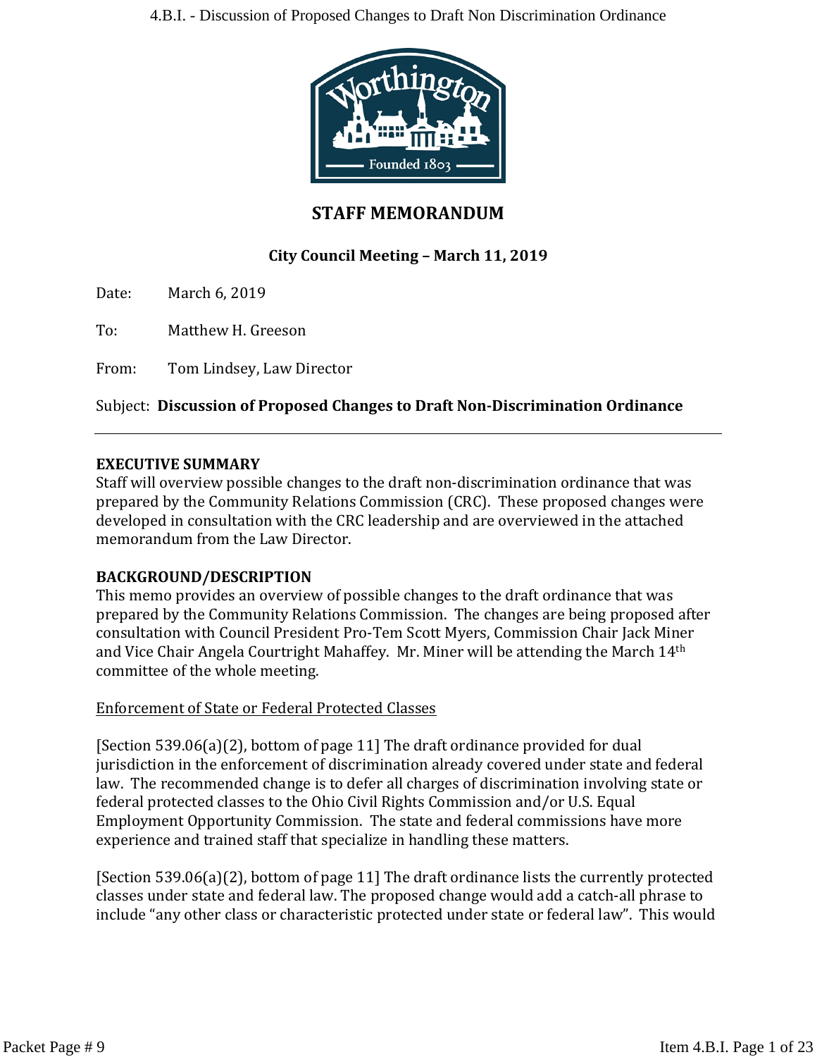## STAFF MEMORANDUM

### City Council Meeting – March 11, 2019

Date: March 6, 2019

To: Matthew H. Greeson

From: Tom Lindsey, Law Director

Subject: **Discussion of Proposed Changes to Draft Non-Discrimination Ordinance**

---

**EXECUTIVE SUMMARY**

Staff will overview possible changes to the draft non-discrimination ordinance that was prepared by the Community Relations Commission (CRC). These proposed changes were developed in consultation with the CRC leadership and are overviewed in the attached memorandum from the Law Director.

**BACKGROUND/DESCRIPTION**

This memo provides an overview of possible changes to the draft ordinance that was prepared by the Community Relations Commission. The changes are being proposed after consultation with Council President Pro-Tem Scott Myers, Commission Chair Jack Miner and Vice Chair Angela Courtright Mahaffey. Mr. Miner will be attending the March 14th committee of the whole meeting.

Enforcement of State or Federal Protected Classes

[Section 539.06(a)(2), bottom of page 11] The draft ordinance provided for dual jurisdiction in the enforcement of discrimination already covered under state and federal law. The recommended change is to defer all charges of discrimination involving state or federal protected classes to the Ohio Civil Rights Commission and/or U.S. Equal Employment Opportunity Commission. The state and federal commissions have more experience and trained staff that specialize in handling these matters.

[Section 539.06(a)(2), bottom of page 11] The draft ordinance lists the currently protected classes under state and federal law. The proposed change would add a catch-all phrase to include "any other class or characteristic protected under state or federal law". This would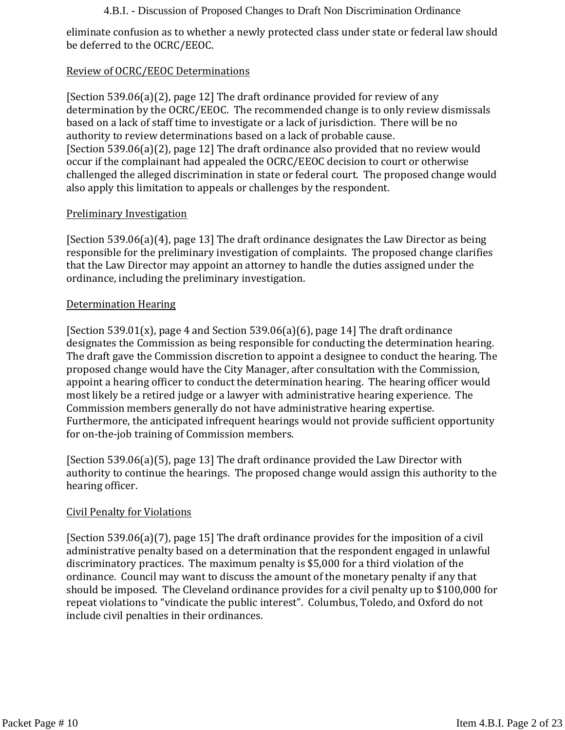eliminate confusion as to whether a newly protected class under state or federal law should be deferred to the OCRC/EEOC.

Review of OCRC/EEOC Determinations

[Section 539.06(a)(2), page 12] The draft ordinance provided for review of any determination by the OCRC/EEOC. The recommended change is to only review dismissals based on a lack of staff time to investigate or a lack of jurisdiction. There will be no authority to review determinations based on a lack of probable cause.
[Section 539.06(a)(2), page 12] The draft ordinance also provided that no review would occur if the complainant had appealed the OCRC/EEOC decision to court or otherwise challenged the alleged discrimination in state or federal court. The proposed change would also apply this limitation to appeals or challenges by the respondent.

Preliminary Investigation

[Section 539.06(a)(4), page 13] The draft ordinance designates the Law Director as being responsible for the preliminary investigation of complaints. The proposed change clarifies that the Law Director may appoint an attorney to handle the duties assigned under the ordinance, including the preliminary investigation.

Determination Hearing

[Section 539.01(x), page 4 and Section 539.06(a)(6), page 14] The draft ordinance designates the Commission as being responsible for conducting the determination hearing. The draft gave the Commission discretion to appoint a designee to conduct the hearing. The proposed change would have the City Manager, after consultation with the Commission, appoint a hearing officer to conduct the determination hearing. The hearing officer would most likely be a retired judge or a lawyer with administrative hearing experience. The Commission members generally do not have administrative hearing expertise. Furthermore, the anticipated infrequent hearings would not provide sufficient opportunity for on-the-job training of Commission members.

[Section 539.06(a)(5), page 13] The draft ordinance provided the Law Director with authority to continue the hearings. The proposed change would assign this authority to the hearing officer.

Civil Penalty for Violations

[Section 539.06(a)(7), page 15] The draft ordinance provides for the imposition of a civil administrative penalty based on a determination that the respondent engaged in unlawful discriminatory practices. The maximum penalty is $5,000 for a third violation of the ordinance. Council may want to discuss the amount of the monetary penalty if any that should be imposed. The Cleveland ordinance provides for a civil penalty up to $100,000 for repeat violations to "vindicate the public interest". Columbus, Toledo, and Oxford do not include civil penalties in their ordinances.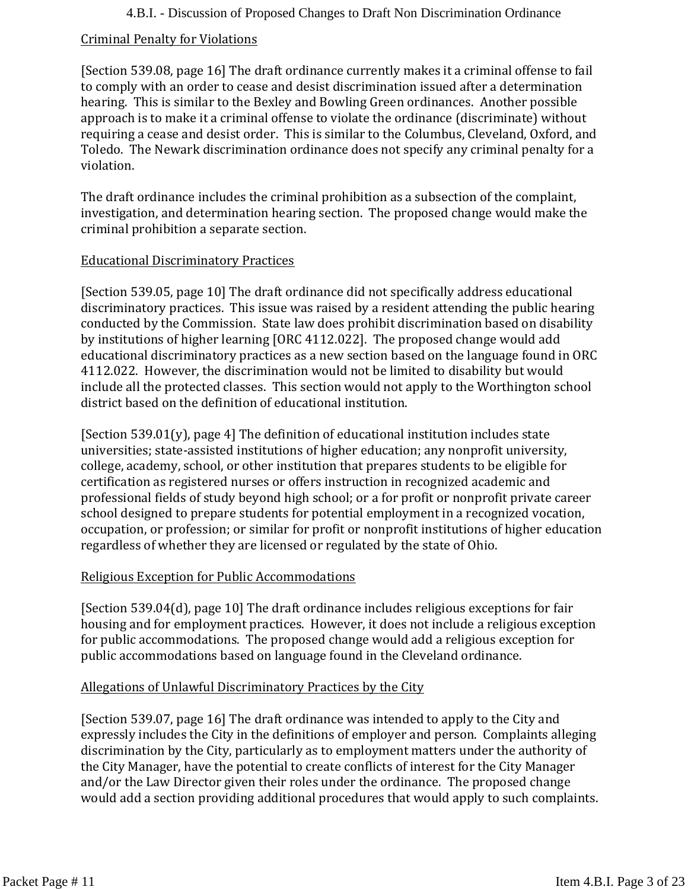### Criminal Penalty for Violations

[Section 539.08, page 16] The draft ordinance currently makes it a criminal offense to fail to comply with an order to cease and desist discrimination issued after a determination hearing. This is similar to the Bexley and Bowling Green ordinances. Another possible approach is to make it a criminal offense to violate the ordinance (discriminate) without requiring a cease and desist order. This is similar to the Columbus, Cleveland, Oxford, and Toledo. The Newark discrimination ordinance does not specify any criminal penalty for a violation.

The draft ordinance includes the criminal prohibition as a subsection of the complaint, investigation, and determination hearing section. The proposed change would make the criminal prohibition a separate section.

### Educational Discriminatory Practices

[Section 539.05, page 10] The draft ordinance did not specifically address educational discriminatory practices. This issue was raised by a resident attending the public hearing conducted by the Commission. State law does prohibit discrimination based on disability by institutions of higher learning [ORC 4112.022]. The proposed change would add educational discriminatory practices as a new section based on the language found in ORC 4112.022. However, the discrimination would not be limited to disability but would include all the protected classes. This section would not apply to the Worthington school district based on the definition of educational institution.

[Section 539.01(y), page 4] The definition of educational institution includes state universities; state-assisted institutions of higher education; any nonprofit university, college, academy, school, or other institution that prepares students to be eligible for certification as registered nurses or offers instruction in recognized academic and professional fields of study beyond high school; or a for profit or nonprofit private career school designed to prepare students for potential employment in a recognized vocation, occupation, or profession; or similar for profit or nonprofit institutions of higher education regardless of whether they are licensed or regulated by the state of Ohio.

### Religious Exception for Public Accommodations

[Section 539.04(d), page 10] The draft ordinance includes religious exceptions for fair housing and for employment practices. However, it does not include a religious exception for public accommodations. The proposed change would add a religious exception for public accommodations based on language found in the Cleveland ordinance.

### Allegations of Unlawful Discriminatory Practices by the City

[Section 539.07, page 16] The draft ordinance was intended to apply to the City and expressly includes the City in the definitions of employer and person. Complaints alleging discrimination by the City, particularly as to employment matters under the authority of the City Manager, have the potential to create conflicts of interest for the City Manager and/or the Law Director given their roles under the ordinance. The proposed change would add a section providing additional procedures that would apply to such complaints.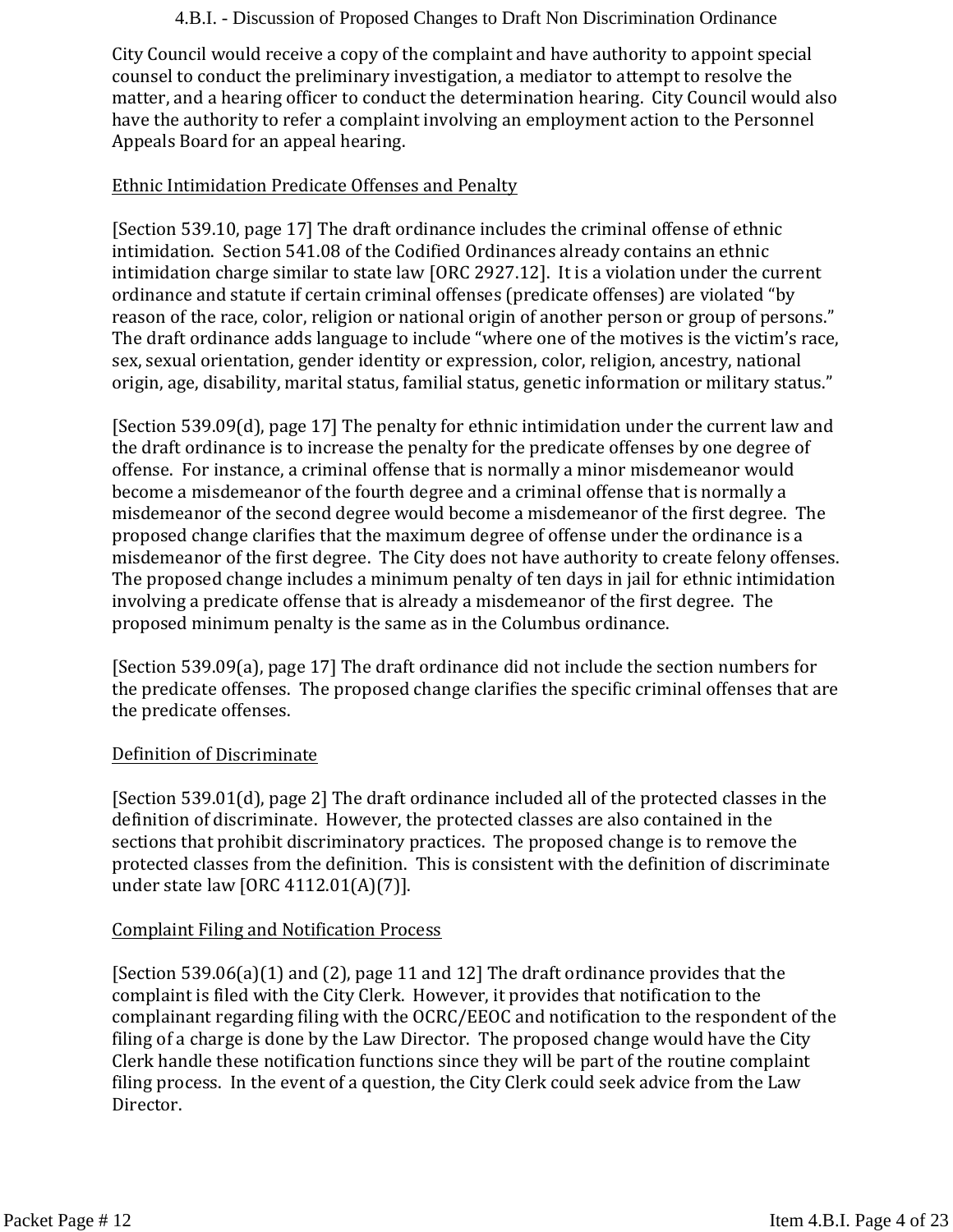City Council would receive a copy of the complaint and have authority to appoint special counsel to conduct the preliminary investigation, a mediator to attempt to resolve the matter, and a hearing officer to conduct the determination hearing. City Council would also have the authority to refer a complaint involving an employment action to the Personnel Appeals Board for an appeal hearing.

## Ethnic Intimidation Predicate Offenses and Penalty

[Section 539.10, page 17] The draft ordinance includes the criminal offense of ethnic intimidation. Section 541.08 of the Codified Ordinances already contains an ethnic intimidation charge similar to state law [ORC 2927.12]. It is a violation under the current ordinance and statute if certain criminal offenses (predicate offenses) are violated "by reason of the race, color, religion or national origin of another person or group of persons." The draft ordinance adds language to include "where one of the motives is the victim's race, sex, sexual orientation, gender identity or expression, color, religion, ancestry, national origin, age, disability, marital status, familial status, genetic information or military status."

[Section 539.09(d), page 17] The penalty for ethnic intimidation under the current law and the draft ordinance is to increase the penalty for the predicate offenses by one degree of offense. For instance, a criminal offense that is normally a minor misdemeanor would become a misdemeanor of the fourth degree and a criminal offense that is normally a misdemeanor of the second degree would become a misdemeanor of the first degree. The proposed change clarifies that the maximum degree of offense under the ordinance is a misdemeanor of the first degree. The City does not have authority to create felony offenses. The proposed change includes a minimum penalty of ten days in jail for ethnic intimidation involving a predicate offense that is already a misdemeanor of the first degree. The proposed minimum penalty is the same as in the Columbus ordinance.

[Section 539.09(a), page 17] The draft ordinance did not include the section numbers for the predicate offenses. The proposed change clarifies the specific criminal offenses that are the predicate offenses.

## Definition of Discriminate

[Section 539.01(d), page 2] The draft ordinance included all of the protected classes in the definition of discriminate. However, the protected classes are also contained in the sections that prohibit discriminatory practices. The proposed change is to remove the protected classes from the definition. This is consistent with the definition of discriminate under state law [ORC 4112.01(A)(7)].

## Complaint Filing and Notification Process

[Section 539.06(a)(1) and (2), page 11 and 12] The draft ordinance provides that the complaint is filed with the City Clerk. However, it provides that notification to the complainant regarding filing with the OCRC/EEOC and notification to the respondent of the filing of a charge is done by the Law Director. The proposed change would have the City Clerk handle these notification functions since they will be part of the routine complaint filing process. In the event of a question, the City Clerk could seek advice from the Law Director.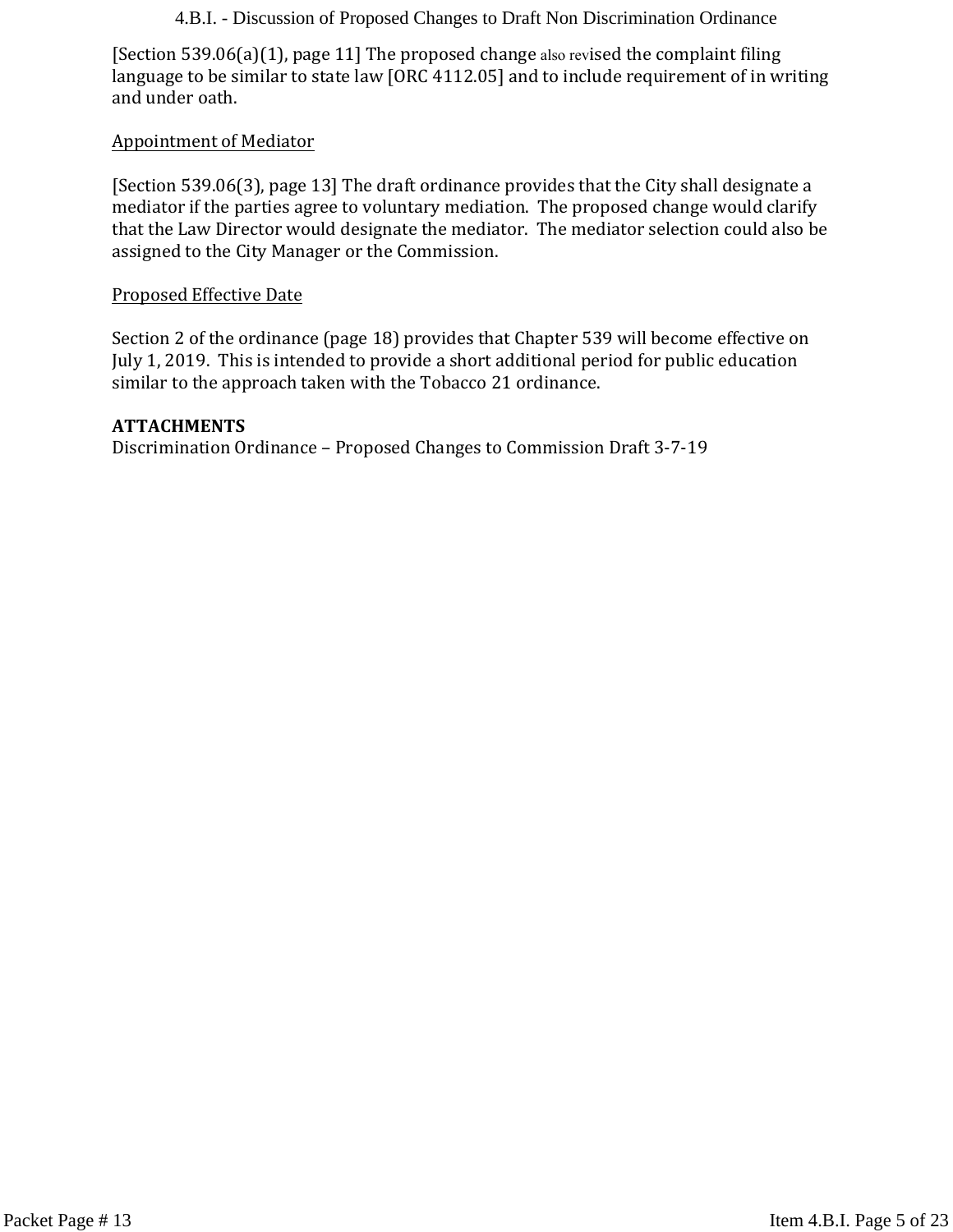[Section 539.06(a)(1), page 11] The proposed change also revised the complaint filing language to be similar to state law [ORC 4112.05] and to include requirement of in writing and under oath.

Appointment of Mediator

[Section 539.06(3), page 13] The draft ordinance provides that the City shall designate a mediator if the parties agree to voluntary mediation. The proposed change would clarify that the Law Director would designate the mediator. The mediator selection could also be assigned to the City Manager or the Commission.

Proposed Effective Date

Section 2 of the ordinance (page 18) provides that Chapter 539 will become effective on July 1, 2019. This is intended to provide a short additional period for public education similar to the approach taken with the Tobacco 21 ordinance.

**ATTACHMENTS**

Discrimination Ordinance – Proposed Changes to Commission Draft 3-7-19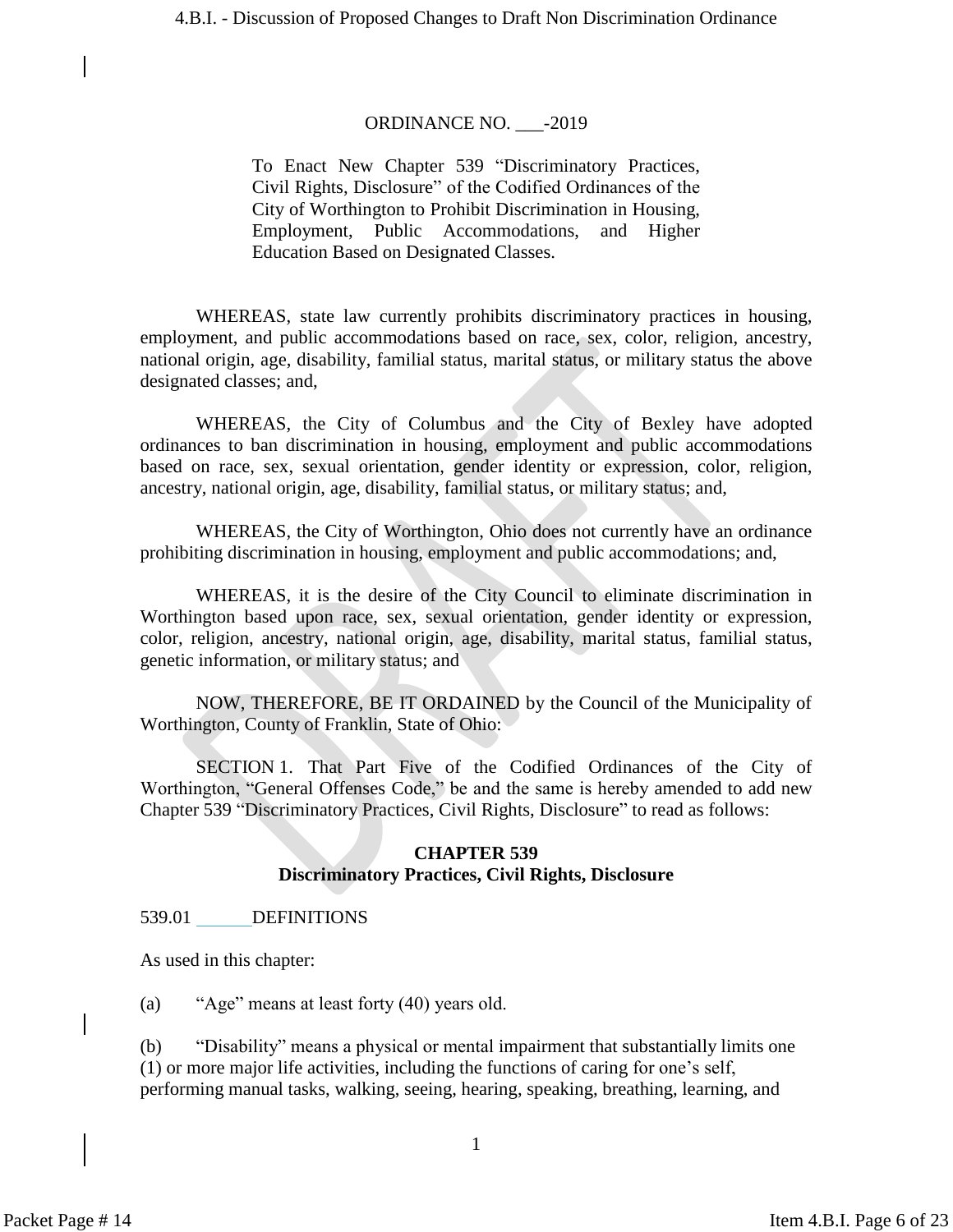ORDINANCE NO. ___-2019

To Enact New Chapter 539 "Discriminatory Practices, Civil Rights, Disclosure" of the Codified Ordinances of the City of Worthington to Prohibit Discrimination in Housing, Employment, Public Accommodations, and Higher Education Based on Designated Classes.

WHEREAS, state law currently prohibits discriminatory practices in housing, employment, and public accommodations based on race, sex, color, religion, ancestry, national origin, age, disability, familial status, marital status, or military status the above designated classes; and,

WHEREAS, the City of Columbus and the City of Bexley have adopted ordinances to ban discrimination in housing, employment and public accommodations based on race, sex, sexual orientation, gender identity or expression, color, religion, ancestry, national origin, age, disability, familial status, or military status; and,

WHEREAS, the City of Worthington, Ohio does not currently have an ordinance prohibiting discrimination in housing, employment and public accommodations; and,

WHEREAS, it is the desire of the City Council to eliminate discrimination in Worthington based upon race, sex, sexual orientation, gender identity or expression, color, religion, ancestry, national origin, age, disability, marital status, familial status, genetic information, or military status; and

NOW, THEREFORE, BE IT ORDAINED by the Council of the Municipality of Worthington, County of Franklin, State of Ohio:

SECTION 1. That Part Five of the Codified Ordinances of the City of Worthington, "General Offenses Code," be and the same is hereby amended to add new Chapter 539 "Discriminatory Practices, Civil Rights, Disclosure" to read as follows:

## CHAPTER 539
## Discriminatory Practices, Civil Rights, Disclosure

539.01 DEFINITIONS

As used in this chapter:

(a) "Age" means at least forty (40) years old.

(b) "Disability" means a physical or mental impairment that substantially limits one (1) or more major life activities, including the functions of caring for one's self, performing manual tasks, walking, seeing, hearing, speaking, breathing, learning, and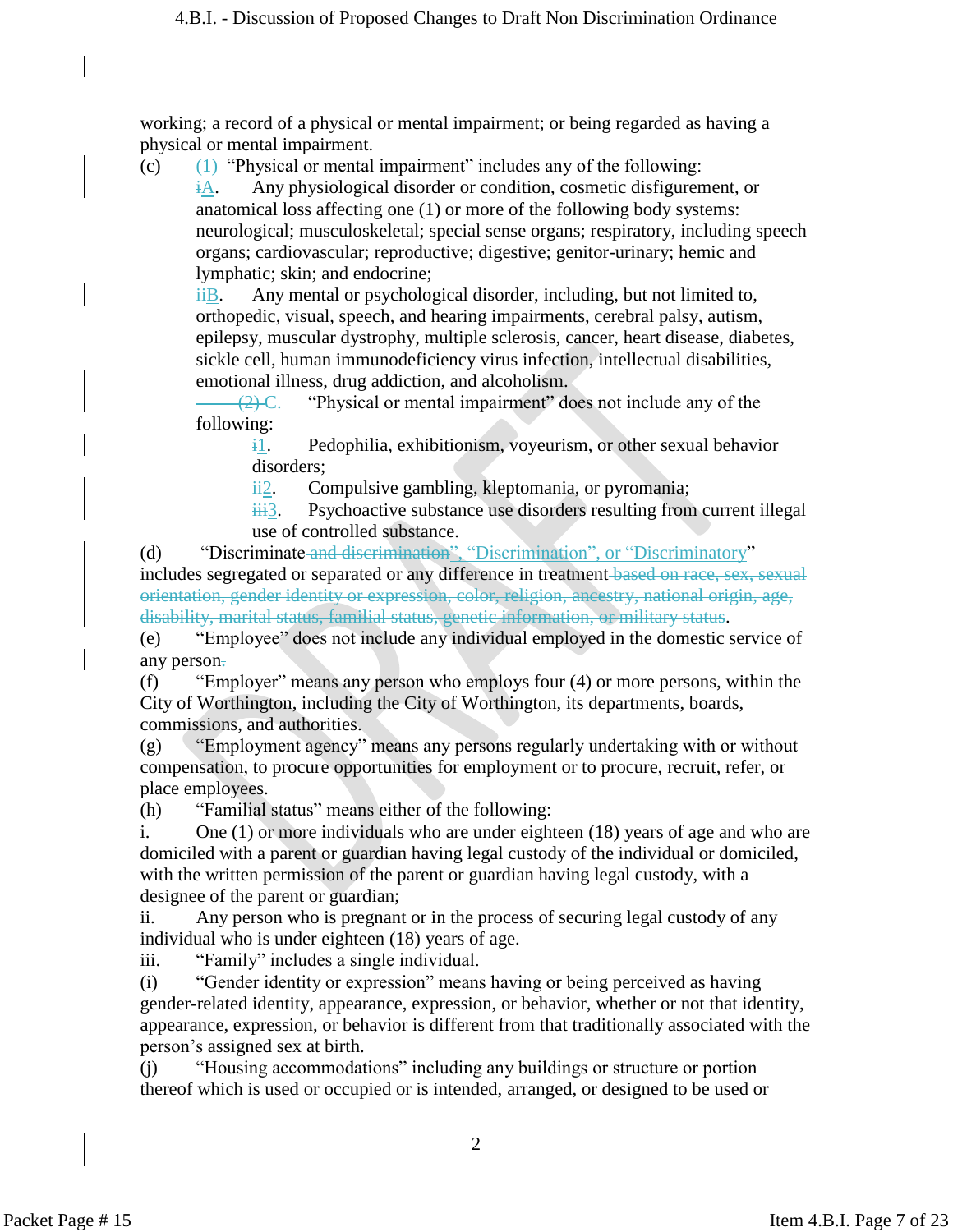working; a record of a physical or mental impairment; or being regarded as having a physical or mental impairment.

(c) ~~(1)~~ "Physical or mental impairment" includes any of the following:

~~i~~A. Any physiological disorder or condition, cosmetic disfigurement, or anatomical loss affecting one (1) or more of the following body systems: neurological; musculoskeletal; special sense organs; respiratory, including speech organs; cardiovascular; reproductive; digestive; genitor-urinary; hemic and lymphatic; skin; and endocrine;

~~ii~~B. Any mental or psychological disorder, including, but not limited to, orthopedic, visual, speech, and hearing impairments, cerebral palsy, autism, epilepsy, muscular dystrophy, multiple sclerosis, cancer, heart disease, diabetes, sickle cell, human immunodeficiency virus infection, intellectual disabilities, emotional illness, drug addiction, and alcoholism.

~~(2)~~ C. "Physical or mental impairment" does not include any of the following:

~~i~~1. Pedophilia, exhibitionism, voyeurism, or other sexual behavior disorders;

~~ii~~2. Compulsive gambling, kleptomania, or pyromania;

~~iii~~3. Psychoactive substance use disorders resulting from current illegal use of controlled substance.

(d) "Discriminate ~~and discrimination~~", "Discrimination", or "Discriminatory" includes segregated or separated or any difference in treatment ~~based on race, sex, sexual orientation, gender identity or expression, color, religion, ancestry, national origin, age, disability, marital status, familial status, genetic information, or military status~~.

(e) "Employee" does not include any individual employed in the domestic service of any person.

(f) "Employer" means any person who employs four (4) or more persons, within the City of Worthington, including the City of Worthington, its departments, boards, commissions, and authorities.

(g) "Employment agency" means any persons regularly undertaking with or without compensation, to procure opportunities for employment or to procure, recruit, refer, or place employees.

(h) "Familial status" means either of the following:

i. One (1) or more individuals who are under eighteen (18) years of age and who are domiciled with a parent or guardian having legal custody of the individual or domiciled, with the written permission of the parent or guardian having legal custody, with a designee of the parent or guardian;

ii. Any person who is pregnant or in the process of securing legal custody of any individual who is under eighteen (18) years of age.

iii. "Family" includes a single individual.

(i) "Gender identity or expression" means having or being perceived as having gender-related identity, appearance, expression, or behavior, whether or not that identity, appearance, expression, or behavior is different from that traditionally associated with the person's assigned sex at birth.

(j) "Housing accommodations" including any buildings or structure or portion thereof which is used or occupied or is intended, arranged, or designed to be used or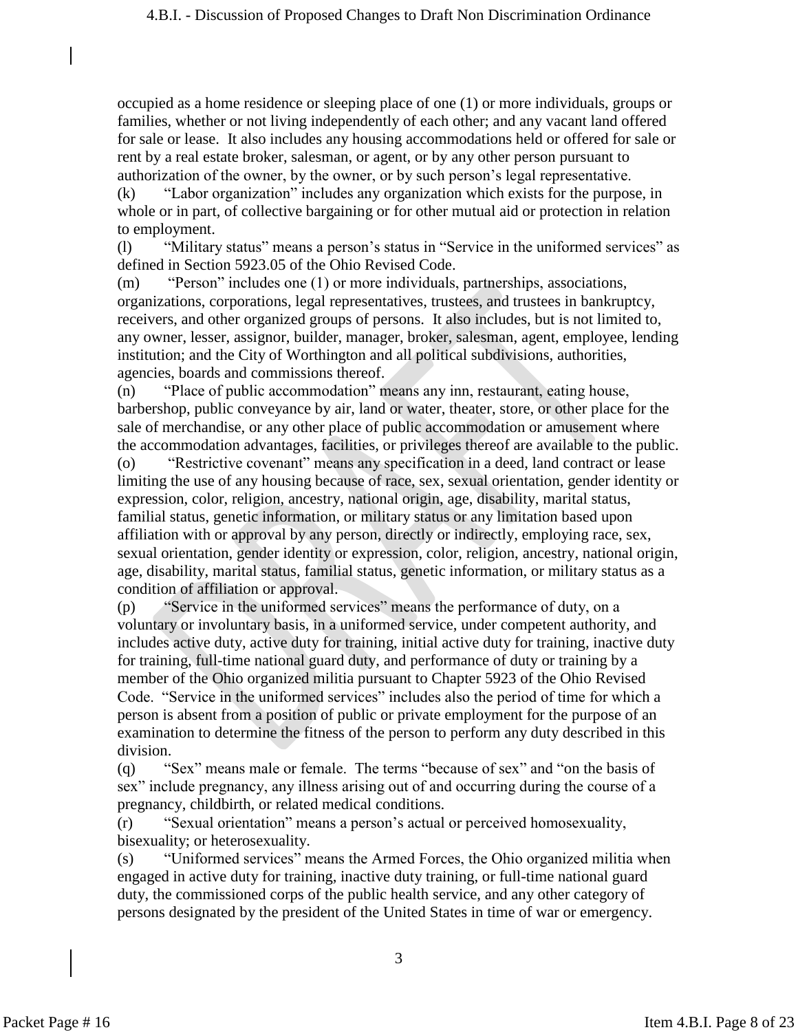occupied as a home residence or sleeping place of one (1) or more individuals, groups or families, whether or not living independently of each other; and any vacant land offered for sale or lease. It also includes any housing accommodations held or offered for sale or rent by a real estate broker, salesman, or agent, or by any other person pursuant to authorization of the owner, by the owner, or by such person's legal representative.

(k) "Labor organization" includes any organization which exists for the purpose, in whole or in part, of collective bargaining or for other mutual aid or protection in relation to employment.

(l) "Military status" means a person's status in "Service in the uniformed services" as defined in Section 5923.05 of the Ohio Revised Code.

(m) "Person" includes one (1) or more individuals, partnerships, associations, organizations, corporations, legal representatives, trustees, and trustees in bankruptcy, receivers, and other organized groups of persons. It also includes, but is not limited to, any owner, lesser, assignor, builder, manager, broker, salesman, agent, employee, lending institution; and the City of Worthington and all political subdivisions, authorities, agencies, boards and commissions thereof.

(n) "Place of public accommodation" means any inn, restaurant, eating house, barbershop, public conveyance by air, land or water, theater, store, or other place for the sale of merchandise, or any other place of public accommodation or amusement where the accommodation advantages, facilities, or privileges thereof are available to the public.

(o) "Restrictive covenant" means any specification in a deed, land contract or lease limiting the use of any housing because of race, sex, sexual orientation, gender identity or expression, color, religion, ancestry, national origin, age, disability, marital status, familial status, genetic information, or military status or any limitation based upon affiliation with or approval by any person, directly or indirectly, employing race, sex, sexual orientation, gender identity or expression, color, religion, ancestry, national origin, age, disability, marital status, familial status, genetic information, or military status as a condition of affiliation or approval.

(p) "Service in the uniformed services" means the performance of duty, on a voluntary or involuntary basis, in a uniformed service, under competent authority, and includes active duty, active duty for training, initial active duty for training, inactive duty for training, full-time national guard duty, and performance of duty or training by a member of the Ohio organized militia pursuant to Chapter 5923 of the Ohio Revised Code. "Service in the uniformed services" includes also the period of time for which a person is absent from a position of public or private employment for the purpose of an examination to determine the fitness of the person to perform any duty described in this division.

(q) "Sex" means male or female. The terms "because of sex" and "on the basis of sex" include pregnancy, any illness arising out of and occurring during the course of a pregnancy, childbirth, or related medical conditions.

(r) "Sexual orientation" means a person's actual or perceived homosexuality, bisexuality; or heterosexuality.

(s) "Uniformed services" means the Armed Forces, the Ohio organized militia when engaged in active duty for training, inactive duty training, or full-time national guard duty, the commissioned corps of the public health service, and any other category of persons designated by the president of the United States in time of war or emergency.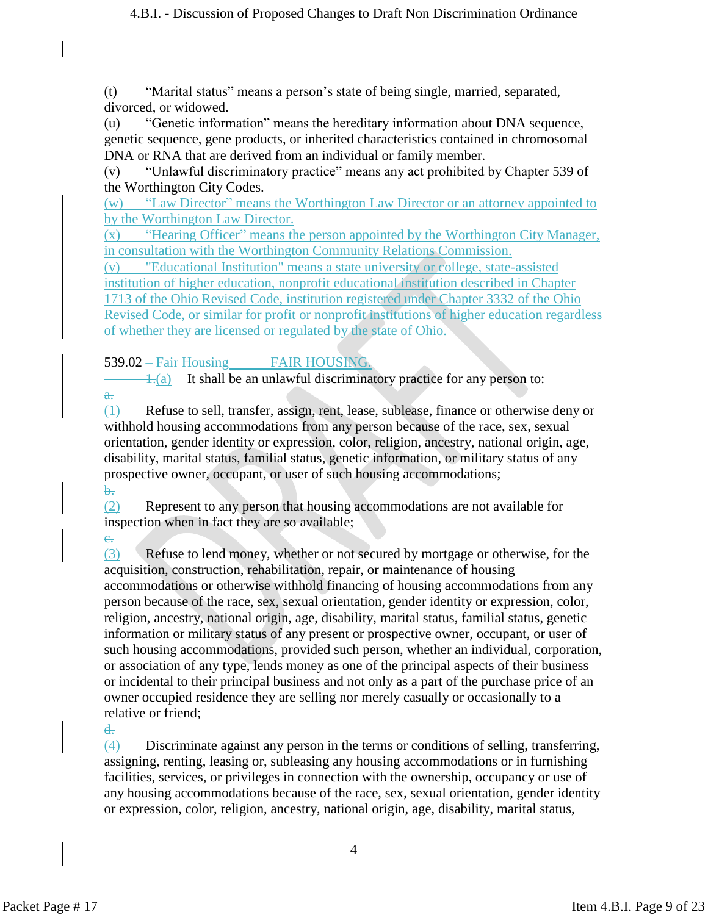(t) “Marital status” means a person’s state of being single, married, separated, divorced, or widowed.
(u) “Genetic information” means the hereditary information about DNA sequence, genetic sequence, gene products, or inherited characteristics contained in chromosomal DNA or RNA that are derived from an individual or family member.
(v) “Unlawful discriminatory practice” means any act prohibited by Chapter 539 of the Worthington City Codes.
(w) “Law Director” means the Worthington Law Director or an attorney appointed to by the Worthington Law Director.
(x) “Hearing Officer” means the person appointed by the Worthington City Manager, in consultation with the Worthington Community Relations Commission.
(y) "Educational Institution" means a state university or college, state-assisted institution of higher education, nonprofit educational institution described in Chapter 1713 of the Ohio Revised Code, institution registered under Chapter 3332 of the Ohio Revised Code, or similar for profit or nonprofit institutions of higher education regardless of whether they are licensed or regulated by the state of Ohio.

539.02 ~~– Fair Housing~~ FAIR HOUSING.

~~1.~~(a) It shall be an unlawful discriminatory practice for any person to:

~~a.~~
(1) Refuse to sell, transfer, assign, rent, lease, sublease, finance or otherwise deny or withhold housing accommodations from any person because of the race, sex, sexual orientation, gender identity or expression, color, religion, ancestry, national origin, age, disability, marital status, familial status, genetic information, or military status of any prospective owner, occupant, or user of such housing accommodations;

~~b.~~
(2) Represent to any person that housing accommodations are not available for inspection when in fact they are so available;

~~c.~~
(3) Refuse to lend money, whether or not secured by mortgage or otherwise, for the acquisition, construction, rehabilitation, repair, or maintenance of housing accommodations or otherwise withhold financing of housing accommodations from any person because of the race, sex, sexual orientation, gender identity or expression, color, religion, ancestry, national origin, age, disability, marital status, familial status, genetic information or military status of any present or prospective owner, occupant, or user of such housing accommodations, provided such person, whether an individual, corporation, or association of any type, lends money as one of the principal aspects of their business or incidental to their principal business and not only as a part of the purchase price of an owner occupied residence they are selling nor merely casually or occasionally to a relative or friend;

~~d.~~
(4) Discriminate against any person in the terms or conditions of selling, transferring, assigning, renting, leasing or, subleasing any housing accommodations or in furnishing facilities, services, or privileges in connection with the ownership, occupancy or use of any housing accommodations because of the race, sex, sexual orientation, gender identity or expression, color, religion, ancestry, national origin, age, disability, marital status,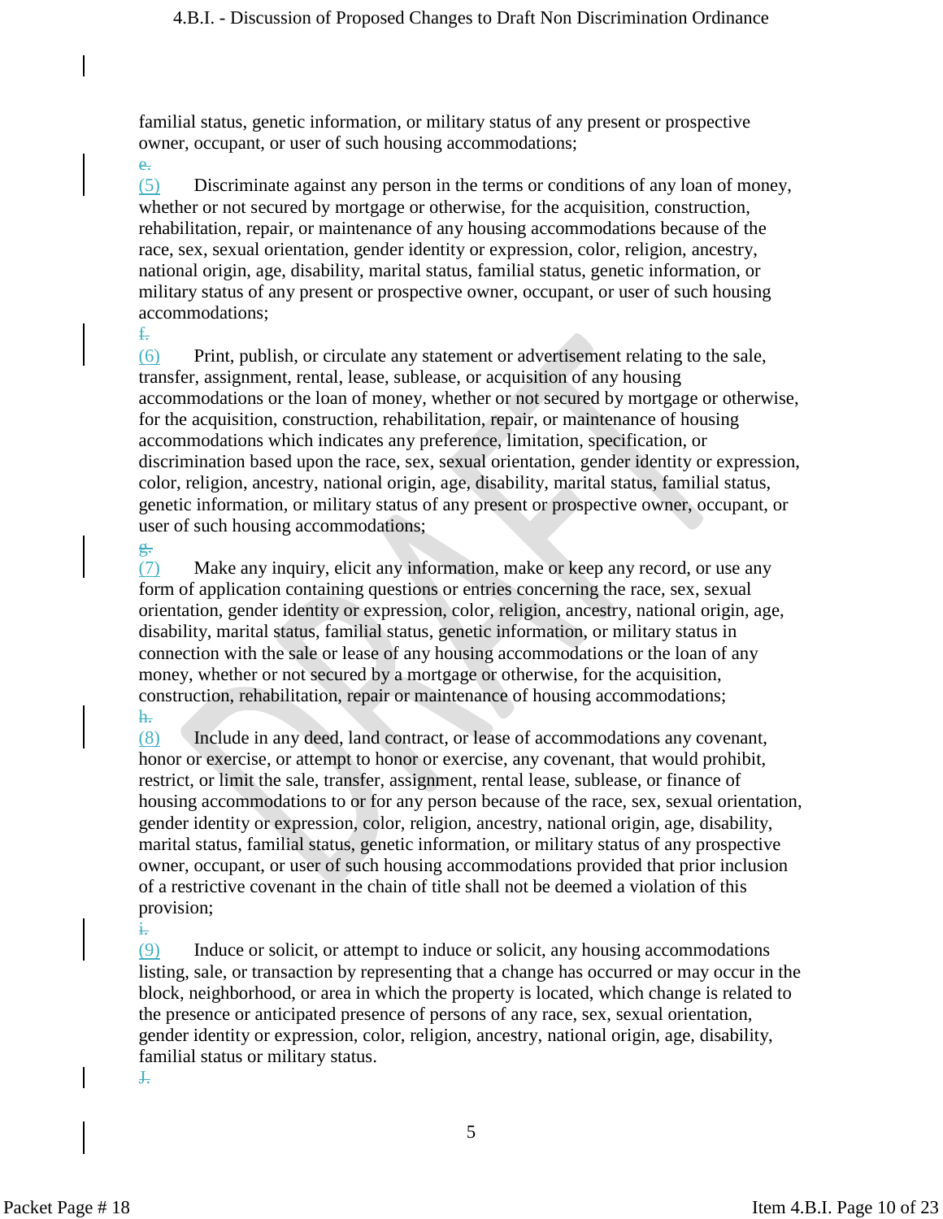familial status, genetic information, or military status of any present or prospective owner, occupant, or user of such housing accommodations;

~~e.~~

(5) Discriminate against any person in the terms or conditions of any loan of money, whether or not secured by mortgage or otherwise, for the acquisition, construction, rehabilitation, repair, or maintenance of any housing accommodations because of the race, sex, sexual orientation, gender identity or expression, color, religion, ancestry, national origin, age, disability, marital status, familial status, genetic information, or military status of any present or prospective owner, occupant, or user of such housing accommodations;

~~f.~~

(6) Print, publish, or circulate any statement or advertisement relating to the sale, transfer, assignment, rental, lease, sublease, or acquisition of any housing accommodations or the loan of money, whether or not secured by mortgage or otherwise, for the acquisition, construction, rehabilitation, repair, or maintenance of housing accommodations which indicates any preference, limitation, specification, or discrimination based upon the race, sex, sexual orientation, gender identity or expression, color, religion, ancestry, national origin, age, disability, marital status, familial status, genetic information, or military status of any present or prospective owner, occupant, or user of such housing accommodations;

~~g.~~

(7) Make any inquiry, elicit any information, make or keep any record, or use any form of application containing questions or entries concerning the race, sex, sexual orientation, gender identity or expression, color, religion, ancestry, national origin, age, disability, marital status, familial status, genetic information, or military status in connection with the sale or lease of any housing accommodations or the loan of any money, whether or not secured by a mortgage or otherwise, for the acquisition, construction, rehabilitation, repair or maintenance of housing accommodations;

~~h.~~

(8) Include in any deed, land contract, or lease of accommodations any covenant, honor or exercise, or attempt to honor or exercise, any covenant, that would prohibit, restrict, or limit the sale, transfer, assignment, rental lease, sublease, or finance of housing accommodations to or for any person because of the race, sex, sexual orientation, gender identity or expression, color, religion, ancestry, national origin, age, disability, marital status, familial status, genetic information, or military status of any prospective owner, occupant, or user of such housing accommodations provided that prior inclusion of a restrictive covenant in the chain of title shall not be deemed a violation of this provision;

~~i.~~

(9) Induce or solicit, or attempt to induce or solicit, any housing accommodations listing, sale, or transaction by representing that a change has occurred or may occur in the block, neighborhood, or area in which the property is located, which change is related to the presence or anticipated presence of persons of any race, sex, sexual orientation, gender identity or expression, color, religion, ancestry, national origin, age, disability, familial status or military status.

~~J.~~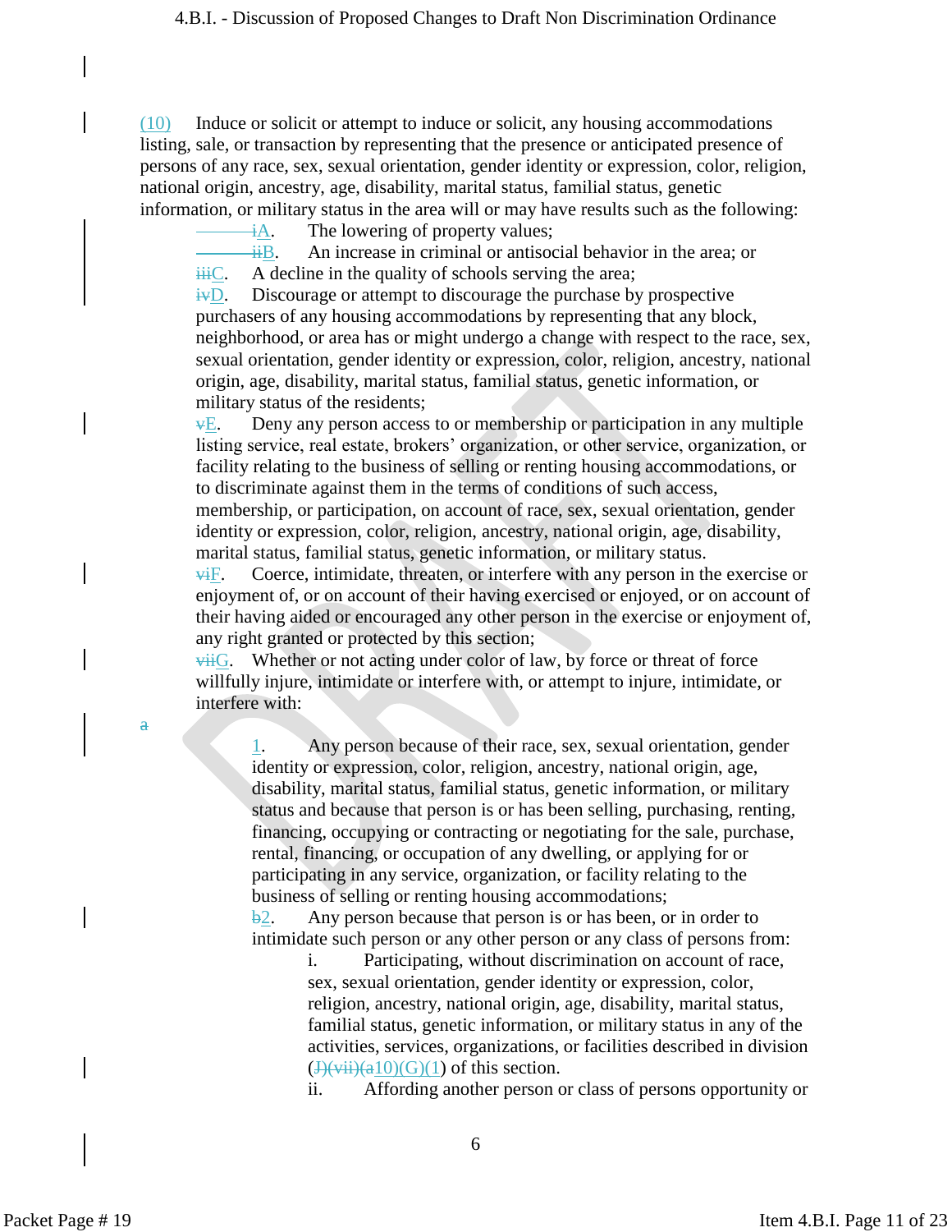(10) Induce or solicit or attempt to induce or solicit, any housing accommodations listing, sale, or transaction by representing that the presence or anticipated presence of persons of any race, sex, sexual orientation, gender identity or expression, color, religion, national origin, ancestry, age, disability, marital status, familial status, genetic information, or military status in the area will or may have results such as the following:

~~i~~A. The lowering of property values;

~~ii~~B. An increase in criminal or antisocial behavior in the area; or

~~iii~~C. A decline in the quality of schools serving the area;

~~iv~~D. Discourage or attempt to discourage the purchase by prospective purchasers of any housing accommodations by representing that any block, neighborhood, or area has or might undergo a change with respect to the race, sex, sexual orientation, gender identity or expression, color, religion, ancestry, national origin, age, disability, marital status, familial status, genetic information, or military status of the residents;

~~v~~E. Deny any person access to or membership or participation in any multiple listing service, real estate, brokers' organization, or other service, organization, or facility relating to the business of selling or renting housing accommodations, or to discriminate against them in the terms of conditions of such access, membership, or participation, on account of race, sex, sexual orientation, gender identity or expression, color, religion, ancestry, national origin, age, disability, marital status, familial status, genetic information, or military status.

~~vi~~F. Coerce, intimidate, threaten, or interfere with any person in the exercise or enjoyment of, or on account of their having exercised or enjoyed, or on account of their having aided or encouraged any other person in the exercise or enjoyment of, any right granted or protected by this section;

~~vii~~G. Whether or not acting under color of law, by force or threat of force willfully injure, intimidate or interfere with, or attempt to injure, intimidate, or interfere with:

~~a~~

1. Any person because of their race, sex, sexual orientation, gender identity or expression, color, religion, ancestry, national origin, age, disability, marital status, familial status, genetic information, or military status and because that person is or has been selling, purchasing, renting, financing, occupying or contracting or negotiating for the sale, purchase, rental, financing, or occupation of any dwelling, or applying for or participating in any service, organization, or facility relating to the business of selling or renting housing accommodations;

~~b~~2. Any person because that person is or has been, or in order to intimidate such person or any other person or any class of persons from:

i. Participating, without discrimination on account of race, sex, sexual orientation, gender identity or expression, color, religion, ancestry, national origin, age, disability, marital status, familial status, genetic information, or military status in any of the activities, services, organizations, or facilities described in division (~~J)(vii)(a~~10)(G)(1) of this section.

ii. Affording another person or class of persons opportunity or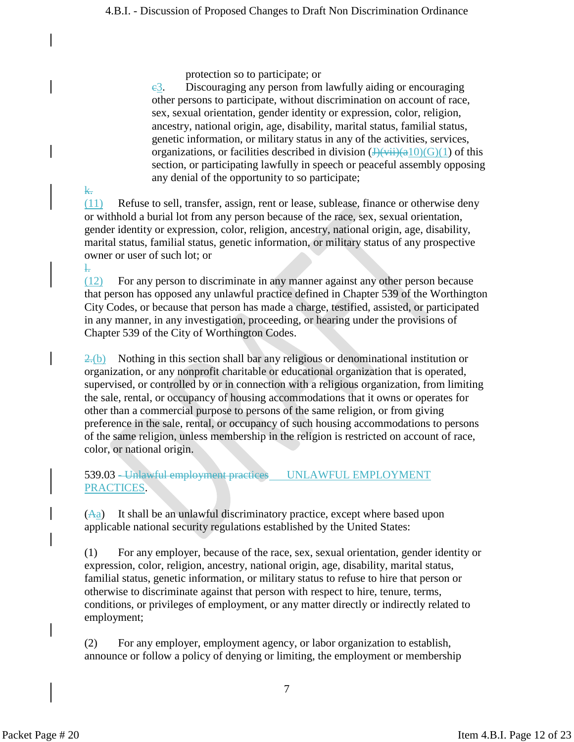protection so to participate; or

~~c~~3. Discouraging any person from lawfully aiding or encouraging other persons to participate, without discrimination on account of race, sex, sexual orientation, gender identity or expression, color, religion, ancestry, national origin, age, disability, marital status, familial status, genetic information, or military status in any of the activities, services, organizations, or facilities described in division (~~J)(vii)(a~~10)(G)(1) of this section, or participating lawfully in speech or peaceful assembly opposing any denial of the opportunity to so participate;

~~k.~~
(11) Refuse to sell, transfer, assign, rent or lease, sublease, finance or otherwise deny or withhold a burial lot from any person because of the race, sex, sexual orientation, gender identity or expression, color, religion, ancestry, national origin, age, disability, marital status, familial status, genetic information, or military status of any prospective owner or user of such lot; or

~~l.~~
(12) For any person to discriminate in any manner against any other person because that person has opposed any unlawful practice defined in Chapter 539 of the Worthington City Codes, or because that person has made a charge, testified, assisted, or participated in any manner, in any investigation, proceeding, or hearing under the provisions of Chapter 539 of the City of Worthington Codes.

~~2.~~(b) Nothing in this section shall bar any religious or denominational institution or organization, or any nonprofit charitable or educational organization that is operated, supervised, or controlled by or in connection with a religious organization, from limiting the sale, rental, or occupancy of housing accommodations that it owns or operates for other than a commercial purpose to persons of the same religion, or from giving preference in the sale, rental, or occupancy of such housing accommodations to persons of the same religion, unless membership in the religion is restricted on account of race, color, or national origin.

539.03 ~~- Unlawful employment practices~~ UNLAWFUL EMPLOYMENT PRACTICES.

(~~A~~a) It shall be an unlawful discriminatory practice, except where based upon applicable national security regulations established by the United States:

(1) For any employer, because of the race, sex, sexual orientation, gender identity or expression, color, religion, ancestry, national origin, age, disability, marital status, familial status, genetic information, or military status to refuse to hire that person or otherwise to discriminate against that person with respect to hire, tenure, terms, conditions, or privileges of employment, or any matter directly or indirectly related to employment;

(2) For any employer, employment agency, or labor organization to establish, announce or follow a policy of denying or limiting, the employment or membership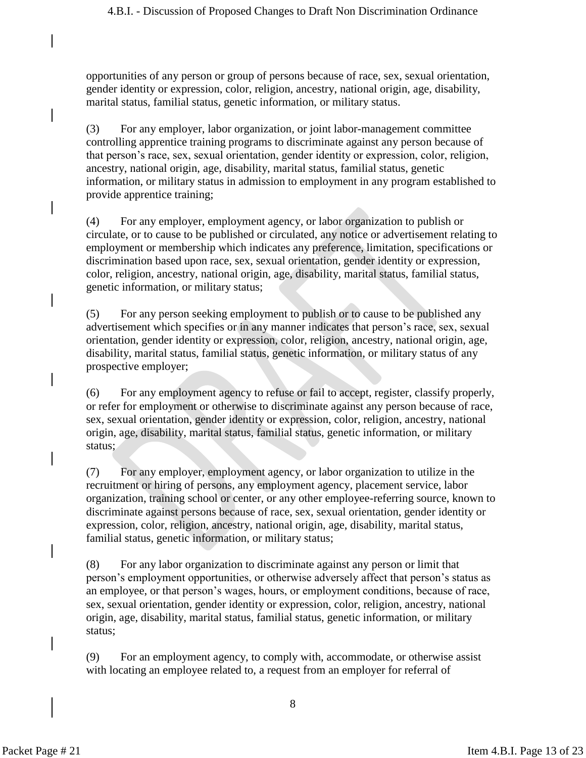opportunities of any person or group of persons because of race, sex, sexual orientation, gender identity or expression, color, religion, ancestry, national origin, age, disability, marital status, familial status, genetic information, or military status.

(3) For any employer, labor organization, or joint labor-management committee controlling apprentice training programs to discriminate against any person because of that person's race, sex, sexual orientation, gender identity or expression, color, religion, ancestry, national origin, age, disability, marital status, familial status, genetic information, or military status in admission to employment in any program established to provide apprentice training;

(4) For any employer, employment agency, or labor organization to publish or circulate, or to cause to be published or circulated, any notice or advertisement relating to employment or membership which indicates any preference, limitation, specifications or discrimination based upon race, sex, sexual orientation, gender identity or expression, color, religion, ancestry, national origin, age, disability, marital status, familial status, genetic information, or military status;

(5) For any person seeking employment to publish or to cause to be published any advertisement which specifies or in any manner indicates that person's race, sex, sexual orientation, gender identity or expression, color, religion, ancestry, national origin, age, disability, marital status, familial status, genetic information, or military status of any prospective employer;

(6) For any employment agency to refuse or fail to accept, register, classify properly, or refer for employment or otherwise to discriminate against any person because of race, sex, sexual orientation, gender identity or expression, color, religion, ancestry, national origin, age, disability, marital status, familial status, genetic information, or military status;

(7) For any employer, employment agency, or labor organization to utilize in the recruitment or hiring of persons, any employment agency, placement service, labor organization, training school or center, or any other employee-referring source, known to discriminate against persons because of race, sex, sexual orientation, gender identity or expression, color, religion, ancestry, national origin, age, disability, marital status, familial status, genetic information, or military status;

(8) For any labor organization to discriminate against any person or limit that person's employment opportunities, or otherwise adversely affect that person's status as an employee, or that person's wages, hours, or employment conditions, because of race, sex, sexual orientation, gender identity or expression, color, religion, ancestry, national origin, age, disability, marital status, familial status, genetic information, or military status;

(9) For an employment agency, to comply with, accommodate, or otherwise assist with locating an employee related to, a request from an employer for referral of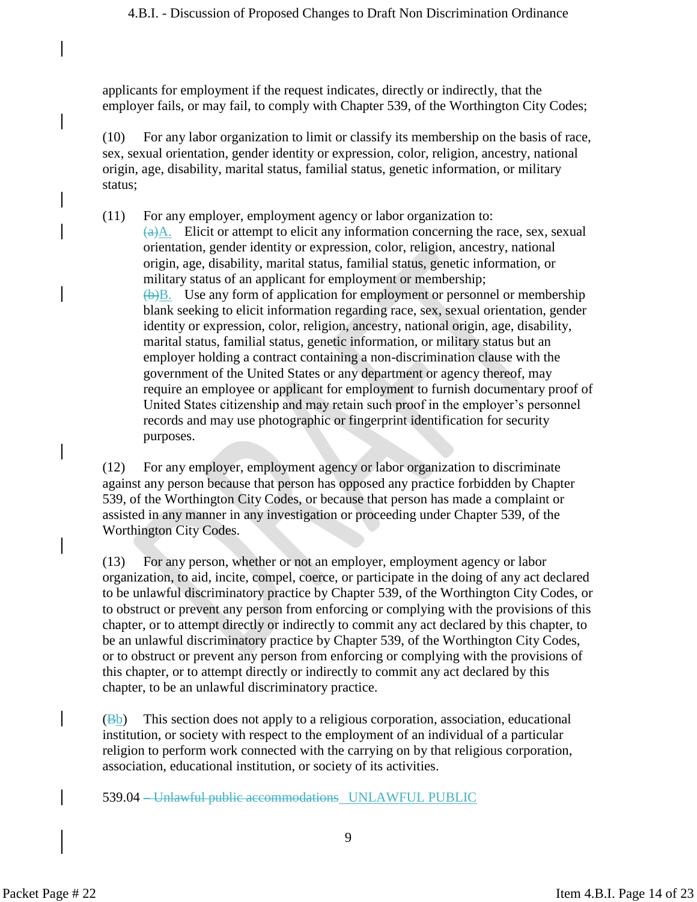applicants for employment if the request indicates, directly or indirectly, that the employer fails, or may fail, to comply with Chapter 539, of the Worthington City Codes;

(10) For any labor organization to limit or classify its membership on the basis of race, sex, sexual orientation, gender identity or expression, color, religion, ancestry, national origin, age, disability, marital status, familial status, genetic information, or military status;

(11) For any employer, employment agency or labor organization to:

~~(a)~~A. Elicit or attempt to elicit any information concerning the race, sex, sexual orientation, gender identity or expression, color, religion, ancestry, national origin, age, disability, marital status, familial status, genetic information, or military status of an applicant for employment or membership;

~~(b)~~B. Use any form of application for employment or personnel or membership blank seeking to elicit information regarding race, sex, sexual orientation, gender identity or expression, color, religion, ancestry, national origin, age, disability, marital status, familial status, genetic information, or military status but an employer holding a contract containing a non-discrimination clause with the government of the United States or any department or agency thereof, may require an employee or applicant for employment to furnish documentary proof of United States citizenship and may retain such proof in the employer's personnel records and may use photographic or fingerprint identification for security purposes.

(12) For any employer, employment agency or labor organization to discriminate against any person because that person has opposed any practice forbidden by Chapter 539, of the Worthington City Codes, or because that person has made a complaint or assisted in any manner in any investigation or proceeding under Chapter 539, of the Worthington City Codes.

(13) For any person, whether or not an employer, employment agency or labor organization, to aid, incite, compel, coerce, or participate in the doing of any act declared to be unlawful discriminatory practice by Chapter 539, of the Worthington City Codes, or to obstruct or prevent any person from enforcing or complying with the provisions of this chapter, or to attempt directly or indirectly to commit any act declared by this chapter, to be an unlawful discriminatory practice by Chapter 539, of the Worthington City Codes, or to obstruct or prevent any person from enforcing or complying with the provisions of this chapter, or to attempt directly or indirectly to commit any act declared by this chapter, to be an unlawful discriminatory practice.

(~~B~~b) This section does not apply to a religious corporation, association, educational institution, or society with respect to the employment of an individual of a particular religion to perform work connected with the carrying on by that religious corporation, association, educational institution, or society of its activities.

539.04 ~~– Unlawful public accommodations~~ UNLAWFUL PUBLIC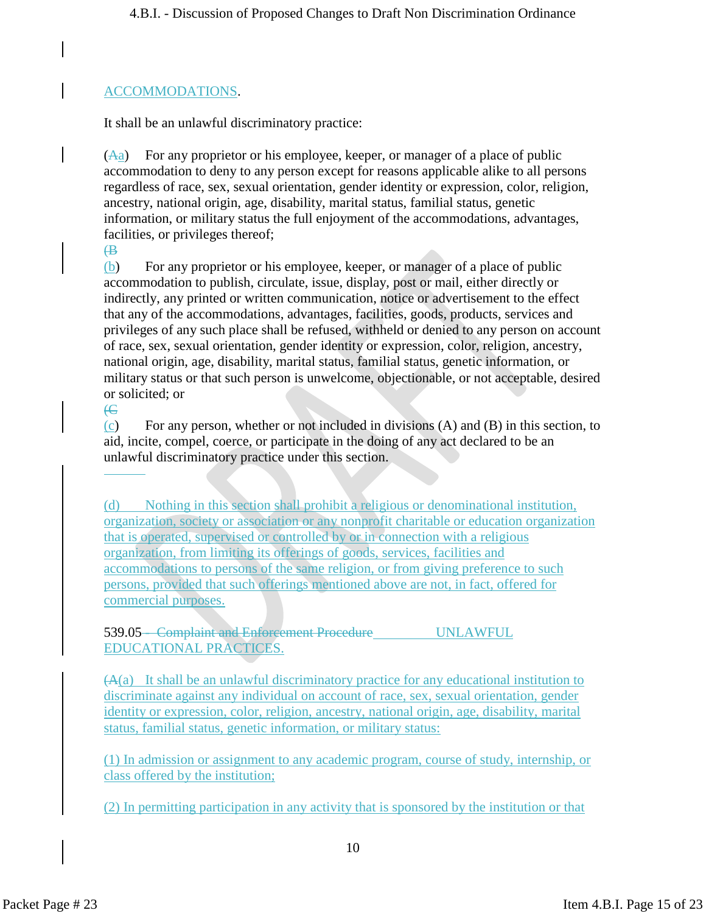ACCOMMODATIONS.

It shall be an unlawful discriminatory practice:

(~~A~~a) For any proprietor or his employee, keeper, or manager of a place of public accommodation to deny to any person except for reasons applicable alike to all persons regardless of race, sex, sexual orientation, gender identity or expression, color, religion, ancestry, national origin, age, disability, marital status, familial status, genetic information, or military status the full enjoyment of the accommodations, advantages, facilities, or privileges thereof;

~~(B~~
(b) For any proprietor or his employee, keeper, or manager of a place of public accommodation to publish, circulate, issue, display, post or mail, either directly or indirectly, any printed or written communication, notice or advertisement to the effect that any of the accommodations, advantages, facilities, goods, products, services and privileges of any such place shall be refused, withheld or denied to any person on account of race, sex, sexual orientation, gender identity or expression, color, religion, ancestry, national origin, age, disability, marital status, familial status, genetic information, or military status or that such person is unwelcome, objectionable, or not acceptable, desired or solicited; or

~~(C~~
(c) For any person, whether or not included in divisions (A) and (B) in this section, to aid, incite, compel, coerce, or participate in the doing of any act declared to be an unlawful discriminatory practice under this section.

(d) Nothing in this section shall prohibit a religious or denominational institution, organization, society or association or any nonprofit charitable or education organization that is operated, supervised or controlled by or in connection with a religious organization, from limiting its offerings of goods, services, facilities and accommodations to persons of the same religion, or from giving preference to such persons, provided that such offerings mentioned above are not, in fact, offered for commercial purposes.

539.05 ~~- Complaint and Enforcement Procedure~~ UNLAWFUL EDUCATIONAL PRACTICES.

~~(A~~(a) It shall be an unlawful discriminatory practice for any educational institution to discriminate against any individual on account of race, sex, sexual orientation, gender identity or expression, color, religion, ancestry, national origin, age, disability, marital status, familial status, genetic information, or military status:

(1) In admission or assignment to any academic program, course of study, internship, or class offered by the institution;

(2) In permitting participation in any activity that is sponsored by the institution or that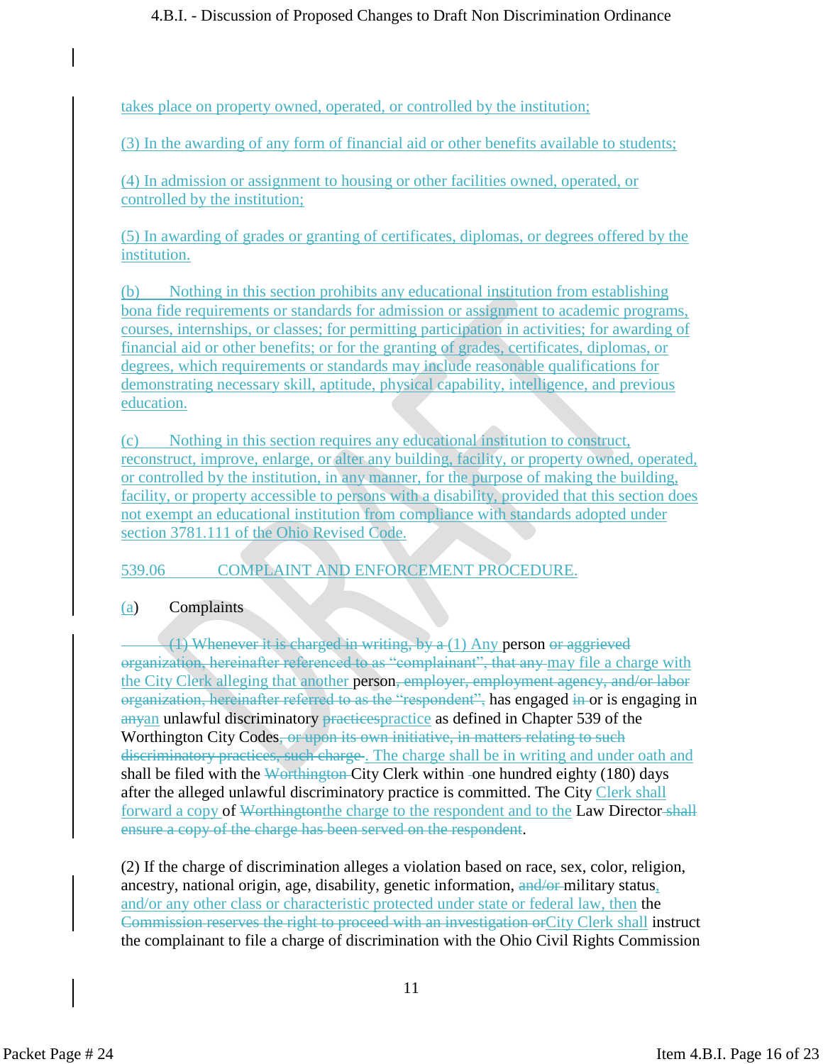takes place on property owned, operated, or controlled by the institution;

(3) In the awarding of any form of financial aid or other benefits available to students;

(4) In admission or assignment to housing or other facilities owned, operated, or controlled by the institution;

(5) In awarding of grades or granting of certificates, diplomas, or degrees offered by the institution.

(b) Nothing in this section prohibits any educational institution from establishing bona fide requirements or standards for admission or assignment to academic programs, courses, internships, or classes; for permitting participation in activities; for awarding of financial aid or other benefits; or for the granting of grades, certificates, diplomas, or degrees, which requirements or standards may include reasonable qualifications for demonstrating necessary skill, aptitude, physical capability, intelligence, and previous education.

(c) Nothing in this section requires any educational institution to construct, reconstruct, improve, enlarge, or alter any building, facility, or property owned, operated, or controlled by the institution, in any manner, for the purpose of making the building, facility, or property accessible to persons with a disability, provided that this section does not exempt an educational institution from compliance with standards adopted under section 3781.111 of the Ohio Revised Code.

## 539.06 COMPLAINT AND ENFORCEMENT PROCEDURE.

(a) Complaints

~~(1) Whenever it is charged in writing, by a~~ (1) Any person ~~or aggrieved organization, hereinafter referenced to as "complainant", that any~~ may file a charge with the City Clerk alleging that another person~~, employer, employment agency, and/or labor organization, hereinafter referred to as the "respondent",~~ has engaged ~~in~~ or is engaging in ~~any~~an unlawful discriminatory ~~practices~~practice as defined in Chapter 539 of the Worthington City Codes~~, or upon its own initiative, in matters relating to such discriminatory practices, such charge~~. The charge shall be in writing and under oath and shall be filed with the ~~Worthington~~ City Clerk within one hundred eighty (180) days after the alleged unlawful discriminatory practice is committed. The City Clerk shall forward a copy of ~~Worthington~~the charge to the respondent and to the Law Director ~~shall ensure a copy of the charge has been served on the respondent~~.

(2) If the charge of discrimination alleges a violation based on race, sex, color, religion, ancestry, national origin, age, disability, genetic information, ~~and/or~~ military status, and/or any other class or characteristic protected under state or federal law, then the ~~Commission reserves the right to proceed with an investigation or~~City Clerk shall instruct the complainant to file a charge of discrimination with the Ohio Civil Rights Commission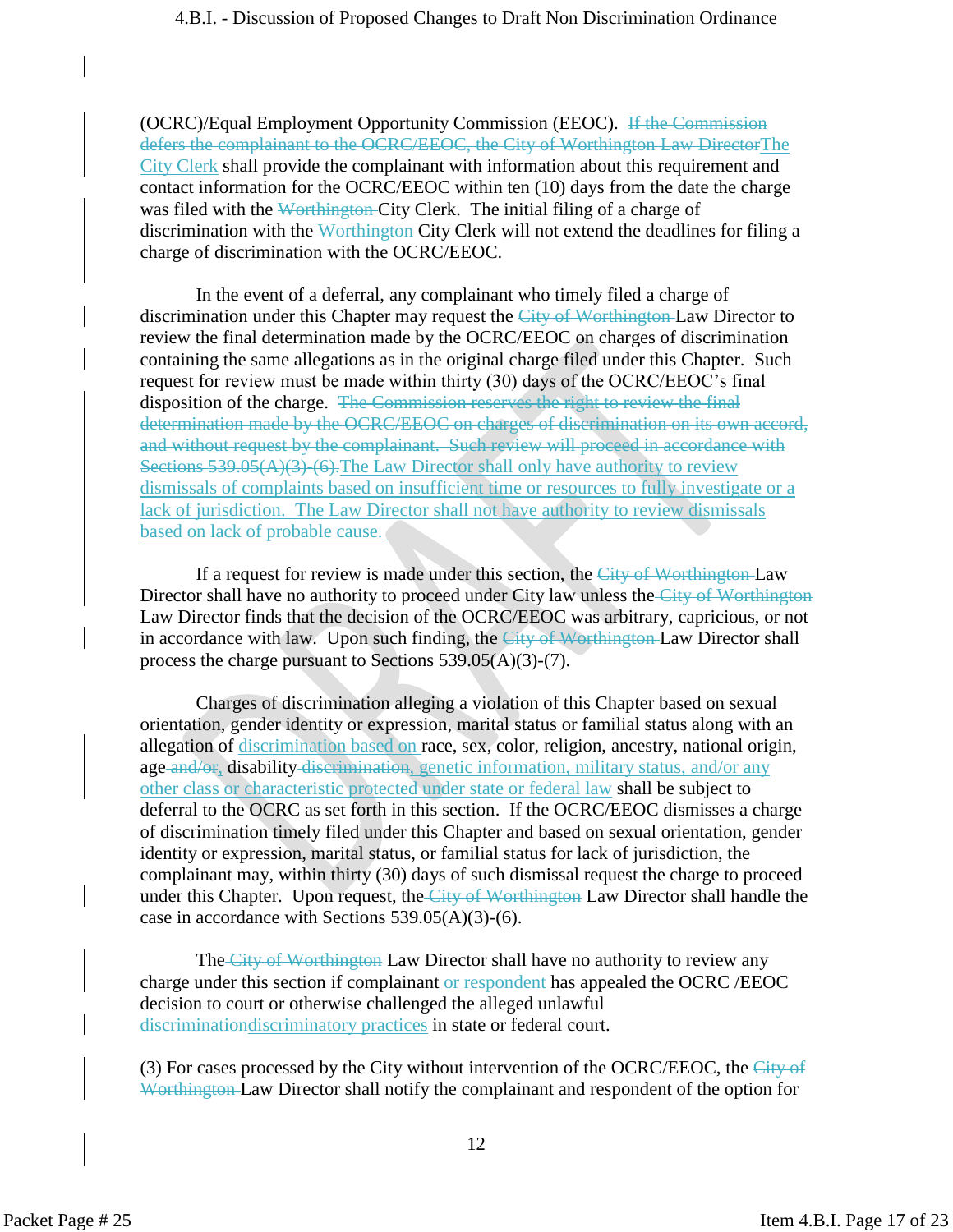(OCRC)/Equal Employment Opportunity Commission (EEOC). ~~If the Commission defers the complainant to the OCRC/EEOC, the City of Worthington Law Director~~The City Clerk shall provide the complainant with information about this requirement and contact information for the OCRC/EEOC within ten (10) days from the date the charge was filed with the ~~Worthington~~ City Clerk. The initial filing of a charge of discrimination with the ~~Worthington~~ City Clerk will not extend the deadlines for filing a charge of discrimination with the OCRC/EEOC.

In the event of a deferral, any complainant who timely filed a charge of discrimination under this Chapter may request the ~~City of Worthington~~ Law Director to review the final determination made by the OCRC/EEOC on charges of discrimination containing the same allegations as in the original charge filed under this Chapter. Such request for review must be made within thirty (30) days of the OCRC/EEOC's final disposition of the charge. ~~The Commission reserves the right to review the final determination made by the OCRC/EEOC on charges of discrimination on its own accord, and without request by the complainant. Such review will proceed in accordance with Sections 539.05(A)(3)-(6).~~The Law Director shall only have authority to review dismissals of complaints based on insufficient time or resources to fully investigate or a lack of jurisdiction. The Law Director shall not have authority to review dismissals based on lack of probable cause.

If a request for review is made under this section, the ~~City of Worthington~~ Law Director shall have no authority to proceed under City law unless the ~~City of Worthington~~ Law Director finds that the decision of the OCRC/EEOC was arbitrary, capricious, or not in accordance with law. Upon such finding, the ~~City of Worthington~~ Law Director shall process the charge pursuant to Sections 539.05(A)(3)-(7).

Charges of discrimination alleging a violation of this Chapter based on sexual orientation, gender identity or expression, marital status or familial status along with an allegation of discrimination based on race, sex, color, religion, ancestry, national origin, age ~~and/or~~, disability ~~discrimination~~, genetic information, military status, and/or any other class or characteristic protected under state or federal law shall be subject to deferral to the OCRC as set forth in this section. If the OCRC/EEOC dismisses a charge of discrimination timely filed under this Chapter and based on sexual orientation, gender identity or expression, marital status, or familial status for lack of jurisdiction, the complainant may, within thirty (30) days of such dismissal request the charge to proceed under this Chapter. Upon request, the ~~City of Worthington~~ Law Director shall handle the case in accordance with Sections 539.05(A)(3)-(6).

The ~~City of Worthington~~ Law Director shall have no authority to review any charge under this section if complainant or respondent has appealed the OCRC /EEOC decision to court or otherwise challenged the alleged unlawful ~~discrimination~~discriminatory practices in state or federal court.

(3) For cases processed by the City without intervention of the OCRC/EEOC, the ~~City of Worthington~~ Law Director shall notify the complainant and respondent of the option for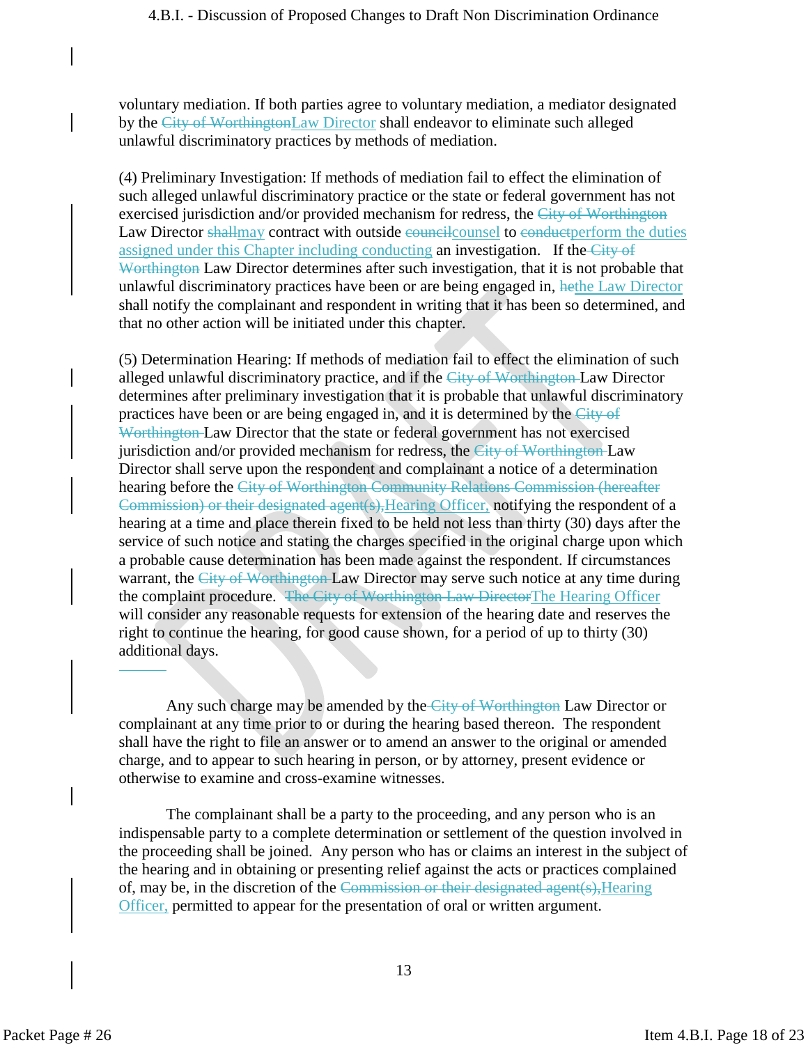voluntary mediation. If both parties agree to voluntary mediation, a mediator designated by the ~~City of Worthington~~Law Director shall endeavor to eliminate such alleged unlawful discriminatory practices by methods of mediation.

(4) Preliminary Investigation: If methods of mediation fail to effect the elimination of such alleged unlawful discriminatory practice or the state or federal government has not exercised jurisdiction and/or provided mechanism for redress, the ~~City of Worthington~~ Law Director ~~shall~~may contract with outside ~~council~~counsel to ~~conduct~~perform the duties assigned under this Chapter including conducting an investigation. If the ~~City of Worthington~~ Law Director determines after such investigation, that it is not probable that unlawful discriminatory practices have been or are being engaged in, ~~he~~the Law Director shall notify the complainant and respondent in writing that it has been so determined, and that no other action will be initiated under this chapter.

(5) Determination Hearing: If methods of mediation fail to effect the elimination of such alleged unlawful discriminatory practice, and if the ~~City of Worthington~~ Law Director determines after preliminary investigation that it is probable that unlawful discriminatory practices have been or are being engaged in, and it is determined by the ~~City of Worthington~~ Law Director that the state or federal government has not exercised jurisdiction and/or provided mechanism for redress, the ~~City of Worthington~~ Law Director shall serve upon the respondent and complainant a notice of a determination hearing before the ~~City of Worthington Community Relations Commission (hereafter Commission) or their designated agent(s),~~Hearing Officer, notifying the respondent of a hearing at a time and place therein fixed to be held not less than thirty (30) days after the service of such notice and stating the charges specified in the original charge upon which a probable cause determination has been made against the respondent. If circumstances warrant, the ~~City of Worthington~~ Law Director may serve such notice at any time during the complaint procedure. ~~The City of Worthington Law Director~~The Hearing Officer will consider any reasonable requests for extension of the hearing date and reserves the right to continue the hearing, for good cause shown, for a period of up to thirty (30) additional days.

Any such charge may be amended by the ~~City of Worthington~~ Law Director or complainant at any time prior to or during the hearing based thereon. The respondent shall have the right to file an answer or to amend an answer to the original or amended charge, and to appear to such hearing in person, or by attorney, present evidence or otherwise to examine and cross-examine witnesses.

The complainant shall be a party to the proceeding, and any person who is an indispensable party to a complete determination or settlement of the question involved in the proceeding shall be joined. Any person who has or claims an interest in the subject of the hearing and in obtaining or presenting relief against the acts or practices complained of, may be, in the discretion of the ~~Commission or their designated agent(s),~~Hearing Officer, permitted to appear for the presentation of oral or written argument.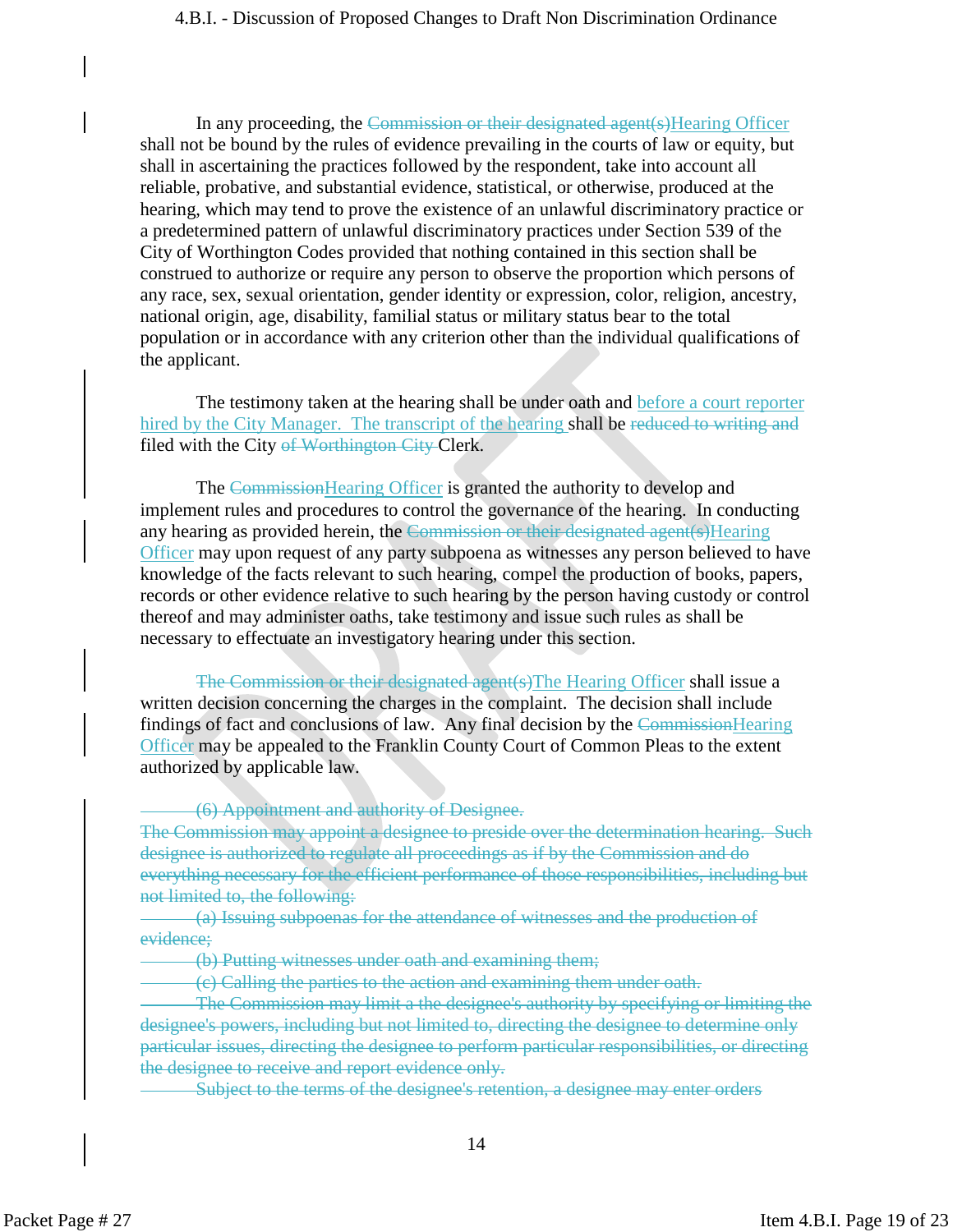In any proceeding, the ~~Commission or their designated agent(s)~~Hearing Officer shall not be bound by the rules of evidence prevailing in the courts of law or equity, but shall in ascertaining the practices followed by the respondent, take into account all reliable, probative, and substantial evidence, statistical, or otherwise, produced at the hearing, which may tend to prove the existence of an unlawful discriminatory practice or a predetermined pattern of unlawful discriminatory practices under Section 539 of the City of Worthington Codes provided that nothing contained in this section shall be construed to authorize or require any person to observe the proportion which persons of any race, sex, sexual orientation, gender identity or expression, color, religion, ancestry, national origin, age, disability, familial status or military status bear to the total population or in accordance with any criterion other than the individual qualifications of the applicant.

The testimony taken at the hearing shall be under oath and before a court reporter hired by the City Manager. The transcript of the hearing shall be ~~reduced to writing and~~ filed with the City ~~of Worthington City~~ Clerk.

The ~~Commission~~Hearing Officer is granted the authority to develop and implement rules and procedures to control the governance of the hearing. In conducting any hearing as provided herein, the ~~Commission or their designated agent(s)~~Hearing Officer may upon request of any party subpoena as witnesses any person believed to have knowledge of the facts relevant to such hearing, compel the production of books, papers, records or other evidence relative to such hearing by the person having custody or control thereof and may administer oaths, take testimony and issue such rules as shall be necessary to effectuate an investigatory hearing under this section.

~~The Commission or their designated agent(s)~~The Hearing Officer shall issue a written decision concerning the charges in the complaint. The decision shall include findings of fact and conclusions of law. Any final decision by the ~~Commission~~Hearing Officer may be appealed to the Franklin County Court of Common Pleas to the extent authorized by applicable law.

~~(6) Appointment and authority of Designee.~~
~~The Commission may appoint a designee to preside over the determination hearing. Such designee is authorized to regulate all proceedings as if by the Commission and do everything necessary for the efficient performance of those responsibilities, including but not limited to, the following:~~

~~(a) Issuing subpoenas for the attendance of witnesses and the production of evidence;~~

~~(b) Putting witnesses under oath and examining them;~~

~~(c) Calling the parties to the action and examining them under oath.~~

~~The Commission may limit a the designee's authority by specifying or limiting the designee's powers, including but not limited to, directing the designee to determine only particular issues, directing the designee to perform particular responsibilities, or directing the designee to receive and report evidence only.~~

~~Subject to the terms of the designee's retention, a designee may enter orders~~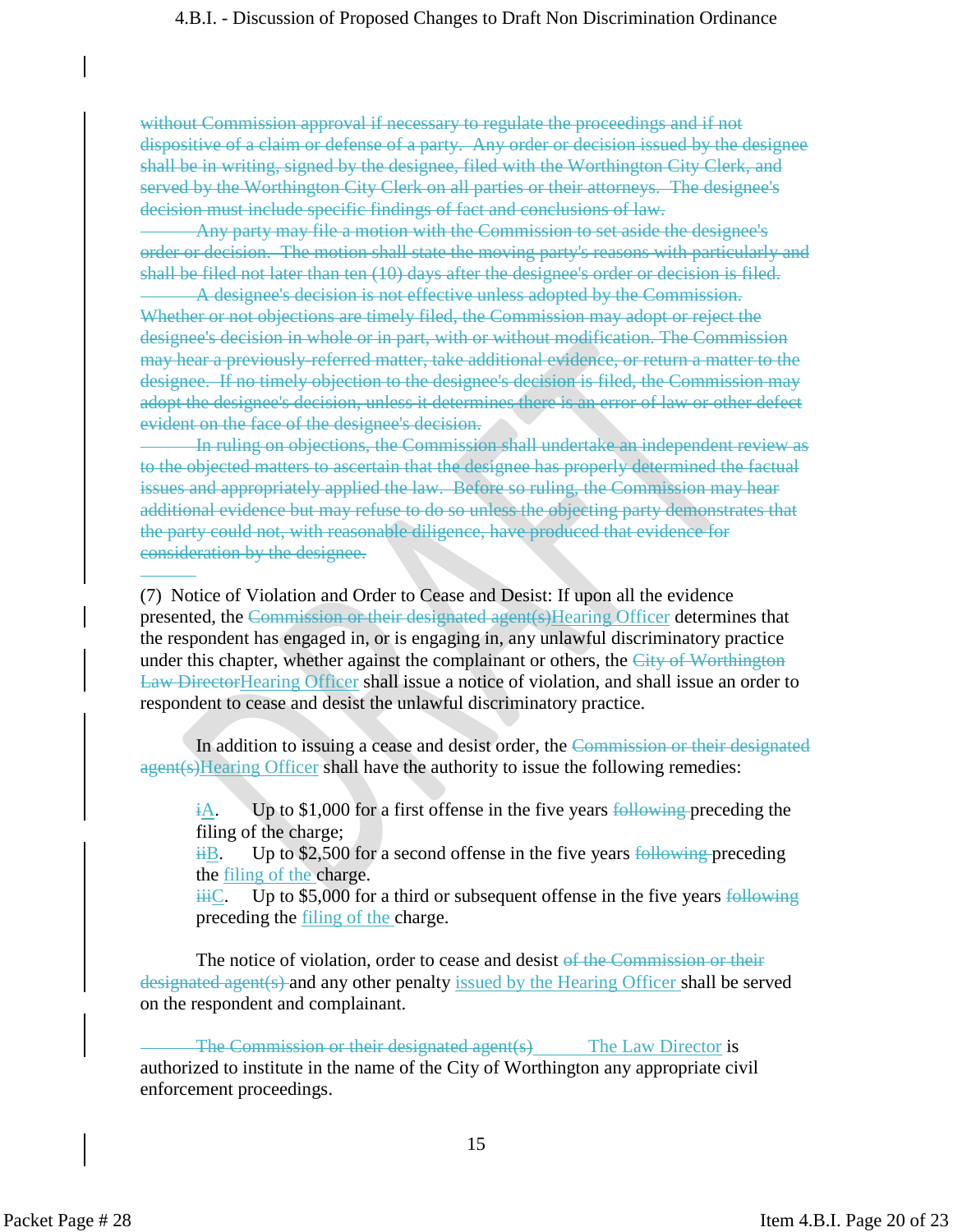~~without Commission approval if necessary to regulate the proceedings and if not dispositive of a claim or defense of a party. Any order or decision issued by the designee shall be in writing, signed by the designee, filed with the Worthington City Clerk, and served by the Worthington City Clerk on all parties or their attorneys. The designee's decision must include specific findings of fact and conclusions of law.~~

~~Any party may file a motion with the Commission to set aside the designee's order or decision. The motion shall state the moving party's reasons with particularly and shall be filed not later than ten (10) days after the designee's order or decision is filed.~~

~~A designee's decision is not effective unless adopted by the Commission. Whether or not objections are timely filed, the Commission may adopt or reject the designee's decision in whole or in part, with or without modification. The Commission may hear a previously-referred matter, take additional evidence, or return a matter to the designee. If no timely objection to the designee's decision is filed, the Commission may adopt the designee's decision, unless it determines there is an error of law or other defect evident on the face of the designee's decision.~~

~~In ruling on objections, the Commission shall undertake an independent review as to the objected matters to ascertain that the designee has properly determined the factual issues and appropriately applied the law. Before so ruling, the Commission may hear additional evidence but may refuse to do so unless the objecting party demonstrates that the party could not, with reasonable diligence, have produced that evidence for consideration by the designee.~~

(7) Notice of Violation and Order to Cease and Desist: If upon all the evidence presented, the ~~Commission or their designated agent(s)~~Hearing Officer determines that the respondent has engaged in, or is engaging in, any unlawful discriminatory practice under this chapter, whether against the complainant or others, the ~~City of Worthington Law Director~~Hearing Officer shall issue a notice of violation, and shall issue an order to respondent to cease and desist the unlawful discriminatory practice.

In addition to issuing a cease and desist order, the ~~Commission or their designated agent(s)~~Hearing Officer shall have the authority to issue the following remedies:

~~i~~A. Up to $1,000 for a first offense in the five years ~~following~~ preceding the filing of the charge;

~~ii~~B. Up to $2,500 for a second offense in the five years ~~following~~ preceding the filing of the charge.

~~iii~~C. Up to $5,000 for a third or subsequent offense in the five years ~~following~~ preceding the filing of the charge.

The notice of violation, order to cease and desist ~~of the Commission or their designated agent(s)~~ and any other penalty issued by the Hearing Officer shall be served on the respondent and complainant.

~~The Commission or their designated agent(s)~~ The Law Director is authorized to institute in the name of the City of Worthington any appropriate civil enforcement proceedings.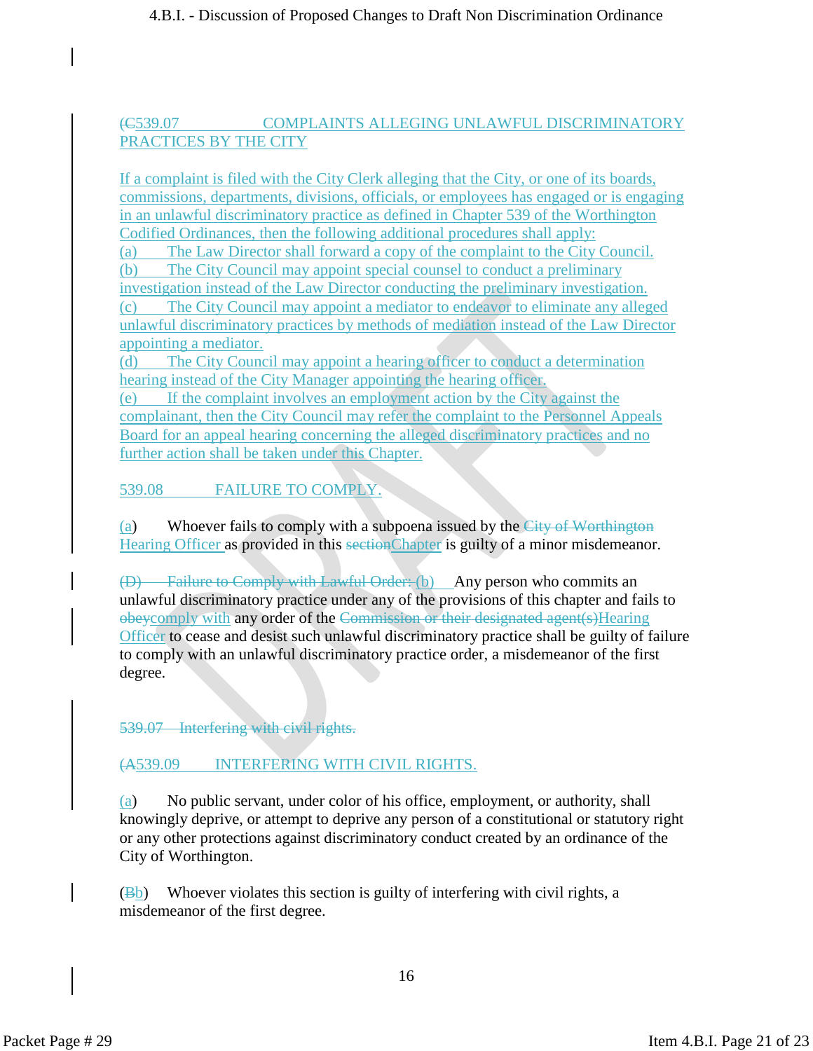(C539.07 COMPLAINTS ALLEGING UNLAWFUL DISCRIMINATORY PRACTICES BY THE CITY

If a complaint is filed with the City Clerk alleging that the City, or one of its boards, commissions, departments, divisions, officials, or employees has engaged or is engaging in an unlawful discriminatory practice as defined in Chapter 539 of the Worthington Codified Ordinances, then the following additional procedures shall apply:

(a) The Law Director shall forward a copy of the complaint to the City Council.

(b) The City Council may appoint special counsel to conduct a preliminary investigation instead of the Law Director conducting the preliminary investigation.

(c) The City Council may appoint a mediator to endeavor to eliminate any alleged unlawful discriminatory practices by methods of mediation instead of the Law Director appointing a mediator.

(d) The City Council may appoint a hearing officer to conduct a determination hearing instead of the City Manager appointing the hearing officer.

(e) If the complaint involves an employment action by the City against the complainant, then the City Council may refer the complaint to the Personnel Appeals Board for an appeal hearing concerning the alleged discriminatory practices and no further action shall be taken under this Chapter.

539.08 FAILURE TO COMPLY.

(a) Whoever fails to comply with a subpoena issued by the ~~City of Worthington~~ Hearing Officer as provided in this ~~section~~Chapter is guilty of a minor misdemeanor.

~~(D) Failure to Comply with Lawful Order:~~ (b) Any person who commits an unlawful discriminatory practice under any of the provisions of this chapter and fails to ~~obey~~comply with any order of the ~~Commission or their designated agent(s)~~Hearing Officer to cease and desist such unlawful discriminatory practice shall be guilty of failure to comply with an unlawful discriminatory practice order, a misdemeanor of the first degree.

~~539.07 Interfering with civil rights.~~

(A539.09 INTERFERING WITH CIVIL RIGHTS.

(a) No public servant, under color of his office, employment, or authority, shall knowingly deprive, or attempt to deprive any person of a constitutional or statutory right or any other protections against discriminatory conduct created by an ordinance of the City of Worthington.

(~~B~~b) Whoever violates this section is guilty of interfering with civil rights, a misdemeanor of the first degree.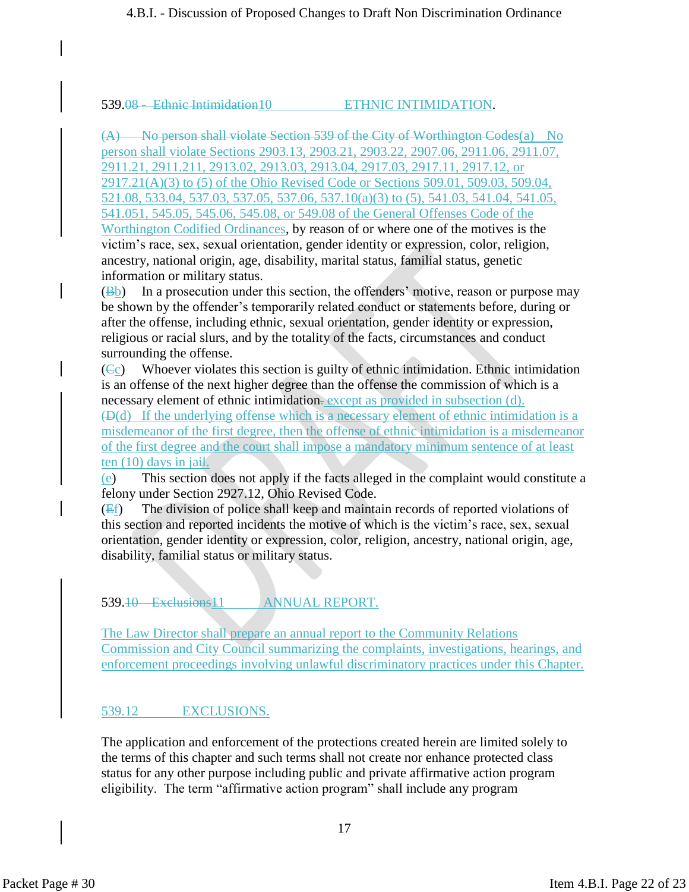539.~~08 - Ethnic Intimidation~~10 ETHNIC INTIMIDATION.

~~(A) No person shall violate Section 539 of the City of Worthington Codes~~(a) No person shall violate Sections 2903.13, 2903.21, 2903.22, 2907.06, 2911.06, 2911.07, 2911.21, 2911.211, 2913.02, 2913.03, 2913.04, 2917.03, 2917.11, 2917.12, or 2917.21(A)(3) to (5) of the Ohio Revised Code or Sections 509.01, 509.03, 509.04, 521.08, 533.04, 537.03, 537.05, 537.06, 537.10(a)(3) to (5), 541.03, 541.04, 541.05, 541.051, 545.05, 545.06, 545.08, or 549.08 of the General Offenses Code of the Worthington Codified Ordinances, by reason of or where one of the motives is the victim's race, sex, sexual orientation, gender identity or expression, color, religion, ancestry, national origin, age, disability, marital status, familial status, genetic information or military status.

(~~B~~b) In a prosecution under this section, the offenders' motive, reason or purpose may be shown by the offender's temporarily related conduct or statements before, during or after the offense, including ethnic, sexual orientation, gender identity or expression, religious or racial slurs, and by the totality of the facts, circumstances and conduct surrounding the offense.

(~~C~~c) Whoever violates this section is guilty of ethnic intimidation. Ethnic intimidation is an offense of the next higher degree than the offense the commission of which is a necessary element of ethnic intimidation~~.~~ except as provided in subsection (d).

~~(D~~(d) If the underlying offense which is a necessary element of ethnic intimidation is a misdemeanor of the first degree, then the offense of ethnic intimidation is a misdemeanor of the first degree and the court shall impose a mandatory minimum sentence of at least ten (10) days in jail.

(e) This section does not apply if the facts alleged in the complaint would constitute a felony under Section 2927.12, Ohio Revised Code.

(~~E~~f) The division of police shall keep and maintain records of reported violations of this section and reported incidents the motive of which is the victim's race, sex, sexual orientation, gender identity or expression, color, religion, ancestry, national origin, age, disability, familial status or military status.

539.~~10 Exclusions~~11 ANNUAL REPORT.

The Law Director shall prepare an annual report to the Community Relations Commission and City Council summarizing the complaints, investigations, hearings, and enforcement proceedings involving unlawful discriminatory practices under this Chapter.

539.12 EXCLUSIONS.

The application and enforcement of the protections created herein are limited solely to the terms of this chapter and such terms shall not create nor enhance protected class status for any other purpose including public and private affirmative action program eligibility. The term "affirmative action program" shall include any program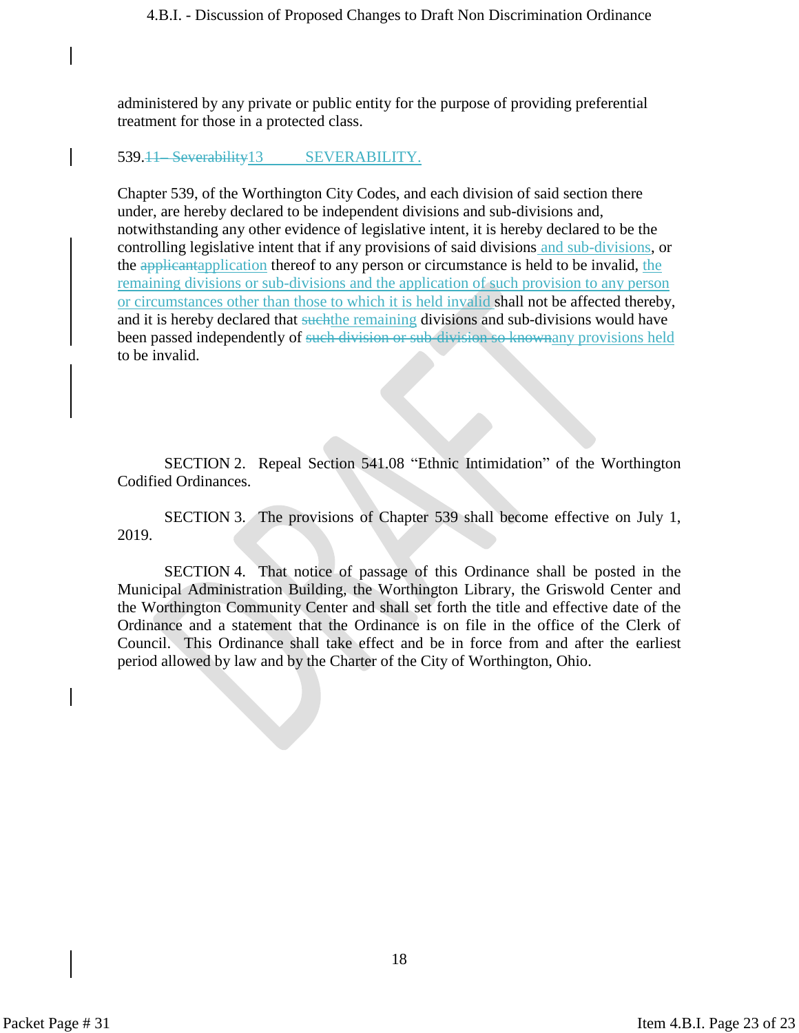administered by any private or public entity for the purpose of providing preferential treatment for those in a protected class.

539.~~11– Severability~~13 SEVERABILITY.

Chapter 539, of the Worthington City Codes, and each division of said section there under, are hereby declared to be independent divisions and sub-divisions and, notwithstanding any other evidence of legislative intent, it is hereby declared to be the controlling legislative intent that if any provisions of said divisions and sub-divisions, or the ~~applicant~~application thereof to any person or circumstance is held to be invalid, the remaining divisions or sub-divisions and the application of such provision to any person or circumstances other than those to which it is held invalid shall not be affected thereby, and it is hereby declared that ~~such~~the remaining divisions and sub-divisions would have been passed independently of ~~such division or sub-division so known~~any provisions held to be invalid.

SECTION 2. Repeal Section 541.08 "Ethnic Intimidation" of the Worthington Codified Ordinances.

SECTION 3. The provisions of Chapter 539 shall become effective on July 1, 2019.

SECTION 4. That notice of passage of this Ordinance shall be posted in the Municipal Administration Building, the Worthington Library, the Griswold Center and the Worthington Community Center and shall set forth the title and effective date of the Ordinance and a statement that the Ordinance is on file in the office of the Clerk of Council. This Ordinance shall take effect and be in force from and after the earliest period allowed by law and by the Charter of the City of Worthington, Ohio.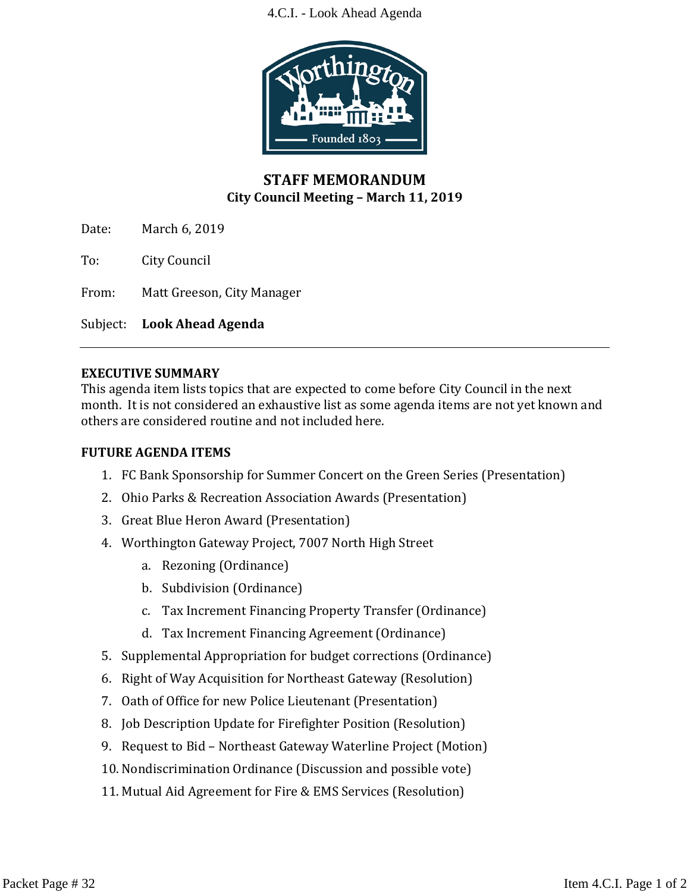## STAFF MEMORANDUM
**City Council Meeting – March 11, 2019**

Date: March 6, 2019

To: City Council

From: Matt Greeson, City Manager

Subject: **Look Ahead Agenda**

---

**EXECUTIVE SUMMARY**

This agenda item lists topics that are expected to come before City Council in the next month. It is not considered an exhaustive list as some agenda items are not yet known and others are considered routine and not included here.

**FUTURE AGENDA ITEMS**

1. FC Bank Sponsorship for Summer Concert on the Green Series (Presentation)
2. Ohio Parks & Recreation Association Awards (Presentation)
3. Great Blue Heron Award (Presentation)
4. Worthington Gateway Project, 7007 North High Street
    a. Rezoning (Ordinance)
    b. Subdivision (Ordinance)
    c. Tax Increment Financing Property Transfer (Ordinance)
    d. Tax Increment Financing Agreement (Ordinance)
5. Supplemental Appropriation for budget corrections (Ordinance)
6. Right of Way Acquisition for Northeast Gateway (Resolution)
7. Oath of Office for new Police Lieutenant (Presentation)
8. Job Description Update for Firefighter Position (Resolution)
9. Request to Bid – Northeast Gateway Waterline Project (Motion)
10. Nondiscrimination Ordinance (Discussion and possible vote)
11. Mutual Aid Agreement for Fire & EMS Services (Resolution)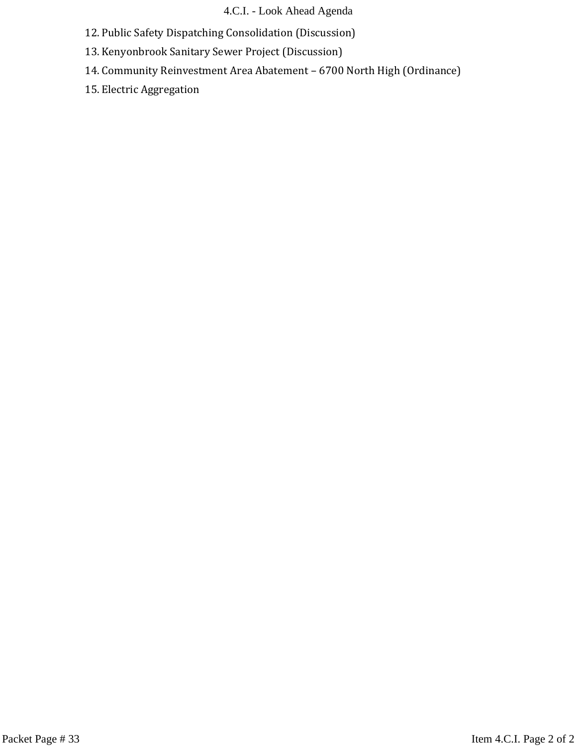12. Public Safety Dispatching Consolidation (Discussion)
13. Kenyonbrook Sanitary Sewer Project (Discussion)
14. Community Reinvestment Area Abatement – 6700 North High (Ordinance)
15. Electric Aggregation